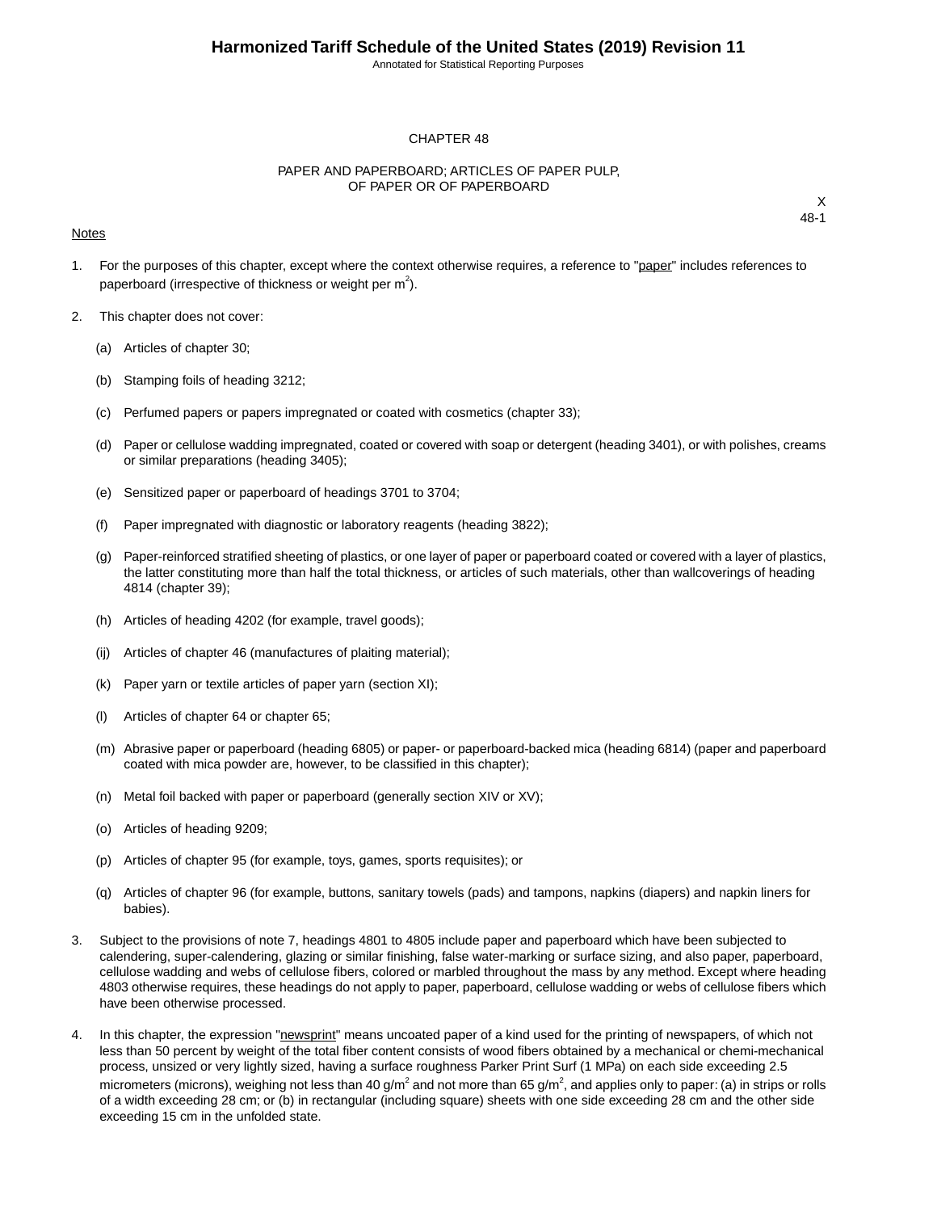# CHAPTER 48

## PAPER AND PAPERBOARD; ARTICLES OF PAPER PULP, OF PAPER OR OF PAPERBOARD

X
48-1

Notes

1. For the purposes of this chapter, except where the context otherwise requires, a reference to "paper" includes references to paperboard (irrespective of thickness or weight per $m^2$).

2. This chapter does not cover:

   (a) Articles of chapter 30;

   (b) Stamping foils of heading 3212;

   (c) Perfumed papers or papers impregnated or coated with cosmetics (chapter 33);

   (d) Paper or cellulose wadding impregnated, coated or covered with soap or detergent (heading 3401), or with polishes, creams or similar preparations (heading 3405);

   (e) Sensitized paper or paperboard of headings 3701 to 3704;

   (f) Paper impregnated with diagnostic or laboratory reagents (heading 3822);

   (g) Paper-reinforced stratified sheeting of plastics, or one layer of paper or paperboard coated or covered with a layer of plastics, the latter constituting more than half the total thickness, or articles of such materials, other than wallcoverings of heading 4814 (chapter 39);

   (h) Articles of heading 4202 (for example, travel goods);

   (ij) Articles of chapter 46 (manufactures of plaiting material);

   (k) Paper yarn or textile articles of paper yarn (section XI);

   (l) Articles of chapter 64 or chapter 65;

   (m) Abrasive paper or paperboard (heading 6805) or paper- or paperboard-backed mica (heading 6814) (paper and paperboard coated with mica powder are, however, to be classified in this chapter);

   (n) Metal foil backed with paper or paperboard (generally section XIV or XV);

   (o) Articles of heading 9209;

   (p) Articles of chapter 95 (for example, toys, games, sports requisites); or

   (q) Articles of chapter 96 (for example, buttons, sanitary towels (pads) and tampons, napkins (diapers) and napkin liners for babies).

3. Subject to the provisions of note 7, headings 4801 to 4805 include paper and paperboard which have been subjected to calendering, super-calendering, glazing or similar finishing, false water-marking or surface sizing, and also paper, paperboard, cellulose wadding and webs of cellulose fibers, colored or marbled throughout the mass by any method. Except where heading 4803 otherwise requires, these headings do not apply to paper, paperboard, cellulose wadding or webs of cellulose fibers which have been otherwise processed.

4. In this chapter, the expression "newsprint" means uncoated paper of a kind used for the printing of newspapers, of which not less than 50 percent by weight of the total fiber content consists of wood fibers obtained by a mechanical or chemi-mechanical process, unsized or very lightly sized, having a surface roughness Parker Print Surf (1 MPa) on each side exceeding 2.5 micrometers (microns), weighing not less than 40 $g/m^2$ and not more than 65 $g/m^2$, and applies only to paper: (a) in strips or rolls of a width exceeding 28 cm; or (b) in rectangular (including square) sheets with one side exceeding 28 cm and the other side exceeding 15 cm in the unfolded state.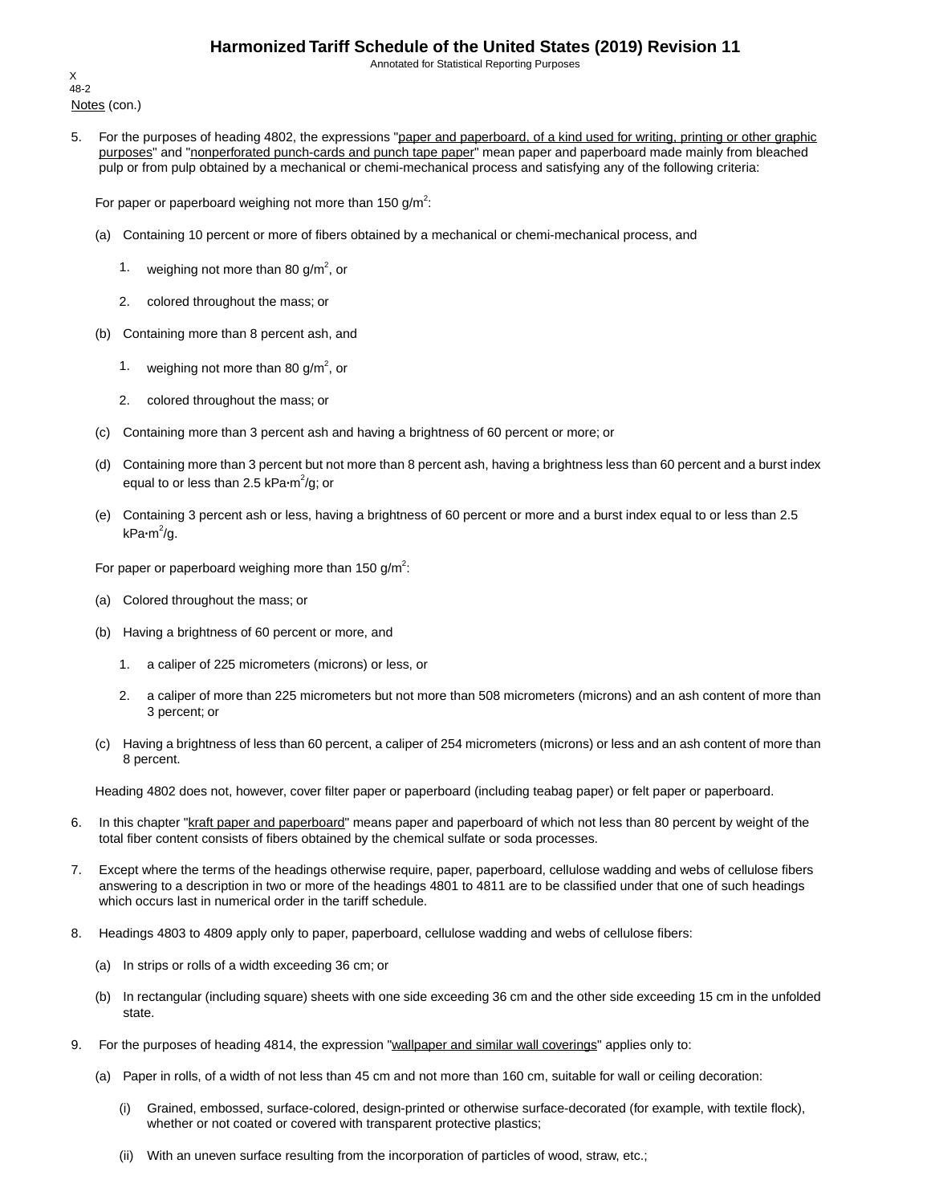Notes (con.)

5. For the purposes of heading 4802, the expressions "paper and paperboard, of a kind used for writing, printing or other graphic purposes" and "nonperforated punch-cards and punch tape paper" mean paper and paperboard made mainly from bleached pulp or from pulp obtained by a mechanical or chemi-mechanical process and satisfying any of the following criteria:

   For paper or paperboard weighing not more than 150 g/$m^2$:

   (a) Containing 10 percent or more of fibers obtained by a mechanical or chemi-mechanical process, and

      1. weighing not more than 80 g/$m^2$, or

      2. colored throughout the mass; or

   (b) Containing more than 8 percent ash, and

      1. weighing not more than 80 g/$m^2$, or

      2. colored throughout the mass; or

   (c) Containing more than 3 percent ash and having a brightness of 60 percent or more; or

   (d) Containing more than 3 percent but not more than 8 percent ash, having a brightness less than 60 percent and a burst index equal to or less than 2.5 kPa·$m^2$/g; or

   (e) Containing 3 percent ash or less, having a brightness of 60 percent or more and a burst index equal to or less than 2.5 kPa·$m^2$/g.

   For paper or paperboard weighing more than 150 g/$m^2$:

   (a) Colored throughout the mass; or

   (b) Having a brightness of 60 percent or more, and

      1. a caliper of 225 micrometers (microns) or less, or

      2. a caliper of more than 225 micrometers but not more than 508 micrometers (microns) and an ash content of more than 3 percent; or

   (c) Having a brightness of less than 60 percent, a caliper of 254 micrometers (microns) or less and an ash content of more than 8 percent.

   Heading 4802 does not, however, cover filter paper or paperboard (including teabag paper) or felt paper or paperboard.

6. In this chapter "kraft paper and paperboard" means paper and paperboard of which not less than 80 percent by weight of the total fiber content consists of fibers obtained by the chemical sulfate or soda processes.

7. Except where the terms of the headings otherwise require, paper, paperboard, cellulose wadding and webs of cellulose fibers answering to a description in two or more of the headings 4801 to 4811 are to be classified under that one of such headings which occurs last in numerical order in the tariff schedule.

8. Headings 4803 to 4809 apply only to paper, paperboard, cellulose wadding and webs of cellulose fibers:

   (a) In strips or rolls of a width exceeding 36 cm; or

   (b) In rectangular (including square) sheets with one side exceeding 36 cm and the other side exceeding 15 cm in the unfolded state.

9. For the purposes of heading 4814, the expression "wallpaper and similar wall coverings" applies only to:

   (a) Paper in rolls, of a width of not less than 45 cm and not more than 160 cm, suitable for wall or ceiling decoration:

      (i) Grained, embossed, surface-colored, design-printed or otherwise surface-decorated (for example, with textile flock), whether or not coated or covered with transparent protective plastics;

      (ii) With an uneven surface resulting from the incorporation of particles of wood, straw, etc.;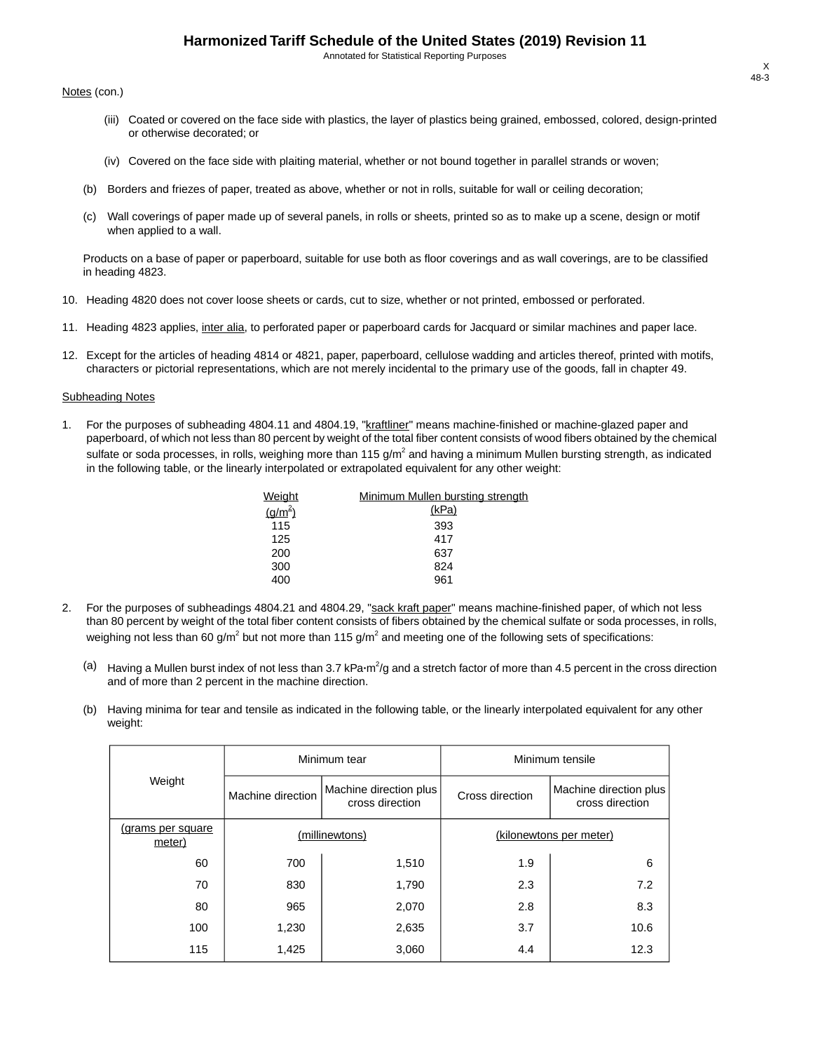Notes (con.)

(iii) Coated or covered on the face side with plastics, the layer of plastics being grained, embossed, colored, design-printed or otherwise decorated; or

(iv) Covered on the face side with plaiting material, whether or not bound together in parallel strands or woven;

(b) Borders and friezes of paper, treated as above, whether or not in rolls, suitable for wall or ceiling decoration;

(c) Wall coverings of paper made up of several panels, in rolls or sheets, printed so as to make up a scene, design or motif when applied to a wall.

Products on a base of paper or paperboard, suitable for use both as floor coverings and as wall coverings, are to be classified in heading 4823.

10. Heading 4820 does not cover loose sheets or cards, cut to size, whether or not printed, embossed or perforated.

11. Heading 4823 applies, inter alia, to perforated paper or paperboard cards for Jacquard or similar machines and paper lace.

12. Except for the articles of heading 4814 or 4821, paper, paperboard, cellulose wadding and articles thereof, printed with motifs, characters or pictorial representations, which are not merely incidental to the primary use of the goods, fall in chapter 49.

Subheading Notes

1. For the purposes of subheading 4804.11 and 4804.19, "kraftliner" means machine-finished or machine-glazed paper and paperboard, of which not less than 80 percent by weight of the total fiber content consists of wood fibers obtained by the chemical sulfate or soda processes, in rolls, weighing more than 115 g/$m^2$ and having a minimum Mullen bursting strength, as indicated in the following table, or the linearly interpolated or extrapolated equivalent for any other weight:

| Weight (g/$m^2$) | Minimum Mullen bursting strength (kPa) |
|---|---|
| 115 | 393 |
| 125 | 417 |
| 200 | 637 |
| 300 | 824 |
| 400 | 961 |

2. For the purposes of subheadings 4804.21 and 4804.29, "sack kraft paper" means machine-finished paper, of which not less than 80 percent by weight of the total fiber content consists of fibers obtained by the chemical sulfate or soda processes, in rolls, weighing not less than 60 g/$m^2$ but not more than 115 g/$m^2$ and meeting one of the following sets of specifications:

(a) Having a Mullen burst index of not less than 3.7 kPa·$m^2$/g and a stretch factor of more than 4.5 percent in the cross direction and of more than 2 percent in the machine direction.

(b) Having minima for tear and tensile as indicated in the following table, or the linearly interpolated equivalent for any other weight:

| Weight | Minimum tear | | Minimum tensile | |
|---|---|---|---|---|
| | Machine direction | Machine direction plus cross direction | Cross direction | Machine direction plus cross direction |
| (grams per square meter) | (millinewtons) | | (kilonewtons per meter) | |
| 60 | 700 | 1,510 | 1.9 | 6 |
| 70 | 830 | 1,790 | 2.3 | 7.2 |
| 80 | 965 | 2,070 | 2.8 | 8.3 |
| 100 | 1,230 | 2,635 | 3.7 | 10.6 |
| 115 | 1,425 | 3,060 | 4.4 | 12.3 |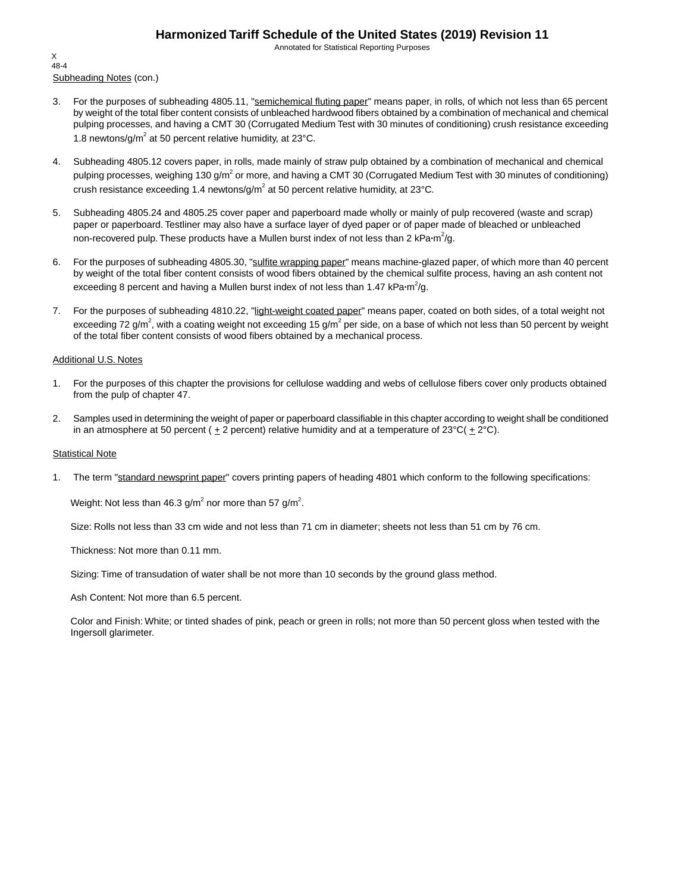Subheading Notes (con.)

3. For the purposes of subheading 4805.11, "semichemical fluting paper" means paper, in rolls, of which not less than 65 percent by weight of the total fiber content consists of unbleached hardwood fibers obtained by a combination of mechanical and chemical pulping processes, and having a CMT 30 (Corrugated Medium Test with 30 minutes of conditioning) crush resistance exceeding 1.8 newtons/g/$m^2$ at 50 percent relative humidity, at 23°C.

4. Subheading 4805.12 covers paper, in rolls, made mainly of straw pulp obtained by a combination of mechanical and chemical pulping processes, weighing 130 g/$m^2$ or more, and having a CMT 30 (Corrugated Medium Test with 30 minutes of conditioning) crush resistance exceeding 1.4 newtons/g/$m^2$ at 50 percent relative humidity, at 23°C.

5. Subheading 4805.24 and 4805.25 cover paper and paperboard made wholly or mainly of pulp recovered (waste and scrap) paper or paperboard. Testliner may also have a surface layer of dyed paper or of paper made of bleached or unbleached non-recovered pulp. These products have a Mullen burst index of not less than 2 kPa·$m^2$/g.

6. For the purposes of subheading 4805.30, "sulfite wrapping paper" means machine-glazed paper, of which more than 40 percent by weight of the total fiber content consists of wood fibers obtained by the chemical sulfite process, having an ash content not exceeding 8 percent and having a Mullen burst index of not less than 1.47 kPa·$m^2$/g.

7. For the purposes of subheading 4810.22, "light-weight coated paper" means paper, coated on both sides, of a total weight not exceeding 72 g/$m^2$, with a coating weight not exceeding 15 g/$m^2$ per side, on a base of which not less than 50 percent by weight of the total fiber content consists of wood fibers obtained by a mechanical process.

Additional U.S. Notes

1. For the purposes of this chapter the provisions for cellulose wadding and webs of cellulose fibers cover only products obtained from the pulp of chapter 47.

2. Samples used in determining the weight of paper or paperboard classifiable in this chapter according to weight shall be conditioned in an atmosphere at 50 percent ( $\pm$ 2 percent) relative humidity and at a temperature of 23°C( $\pm$ 2°C).

Statistical Note

1. The term "standard newsprint paper" covers printing papers of heading 4801 which conform to the following specifications:

   Weight: Not less than 46.3 g/$m^2$ nor more than 57 g/$m^2$.

   Size: Rolls not less than 33 cm wide and not less than 71 cm in diameter; sheets not less than 51 cm by 76 cm.

   Thickness: Not more than 0.11 mm.

   Sizing: Time of transudation of water shall be not more than 10 seconds by the ground glass method.

   Ash Content: Not more than 6.5 percent.

   Color and Finish: White; or tinted shades of pink, peach or green in rolls; not more than 50 percent gloss when tested with the Ingersoll glarimeter.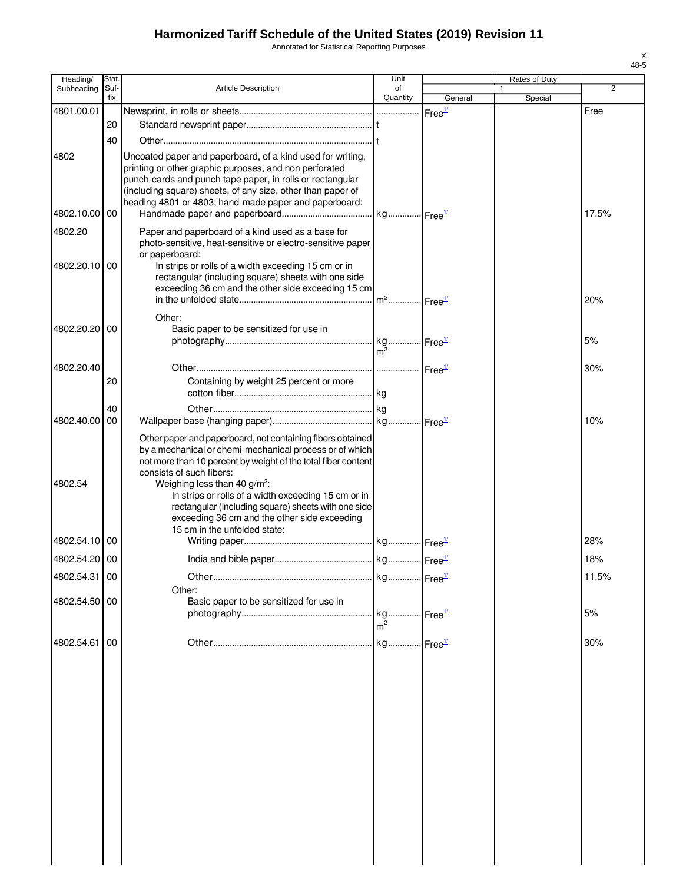# Harmonized Tariff Schedule of the United States (2019) Revision 11

Annotated for Statistical Reporting Purposes

| Heading/ Subheading | Stat. Suf- fix | Article Description | Unit of Quantity | Rates of Duty 1 General | Special | 2 |
|---|---|---|---|---|---|---|
| 4801.00.01 | | Newsprint, in rolls or sheets | | Free[1/] | | Free |
| | 20 | Standard newsprint paper | t | | | |
| | 40 | Other | t | | | |
| 4802 | | Uncoated paper and paperboard, of a kind used for writing, printing or other graphic purposes, and non perforated punch-cards and punch tape paper, in rolls or rectangular (including square) sheets, of any size, other than paper of heading 4801 or 4803; hand-made paper and paperboard: | | | | |
| 4802.10.00 | 00 | Handmade paper and paperboard | kg | Free[1/] | | 17.5% |
| 4802.20 | | Paper and paperboard of a kind used as a base for photo-sensitive, heat-sensitive or electro-sensitive paper or paperboard: | | | | |
| 4802.20.10 | 00 | In strips or rolls of a width exceeding 15 cm or in rectangular (including square) sheets with one side exceeding 36 cm and the other side exceeding 15 cm in the unfolded state | $m^2$ | Free[1/] | | 20% |
| | | Other: | | | | |
| 4802.20.20 | 00 | Basic paper to be sensitized for use in photography | kg $m^2$ | Free[1/] | | 5% |
| 4802.20.40 | | Other | | Free[1/] | | 30% |
| | 20 | Containing by weight 25 percent or more cotton fiber | kg | | | |
| | 40 | Other | kg | | | |
| 4802.40.00 | 00 | Wallpaper base (hanging paper) | kg | Free[1/] | | 10% |
| | | Other paper and paperboard, not containing fibers obtained by a mechanical or chemi-mechanical process or of which not more than 10 percent by weight of the total fiber content consists of such fibers: | | | | |
| 4802.54 | | Weighing less than 40 $g/m^2$: | | | | |
| | | In strips or rolls of a width exceeding 15 cm or in rectangular (including square) sheets with one side exceeding 36 cm and the other side exceeding 15 cm in the unfolded state: | | | | |
| 4802.54.10 | 00 | Writing paper | kg | Free[1/] | | 28% |
| 4802.54.20 | 00 | India and bible paper | kg | Free[1/] | | 18% |
| 4802.54.31 | 00 | Other | kg | Free[1/] | | 11.5% |
| | | Other: | | | | |
| 4802.54.50 | 00 | Basic paper to be sensitized for use in photography | kg $m^2$ | Free[1/] | | 5% |
| 4802.54.61 | 00 | Other | kg | Free[1/] | | 30% |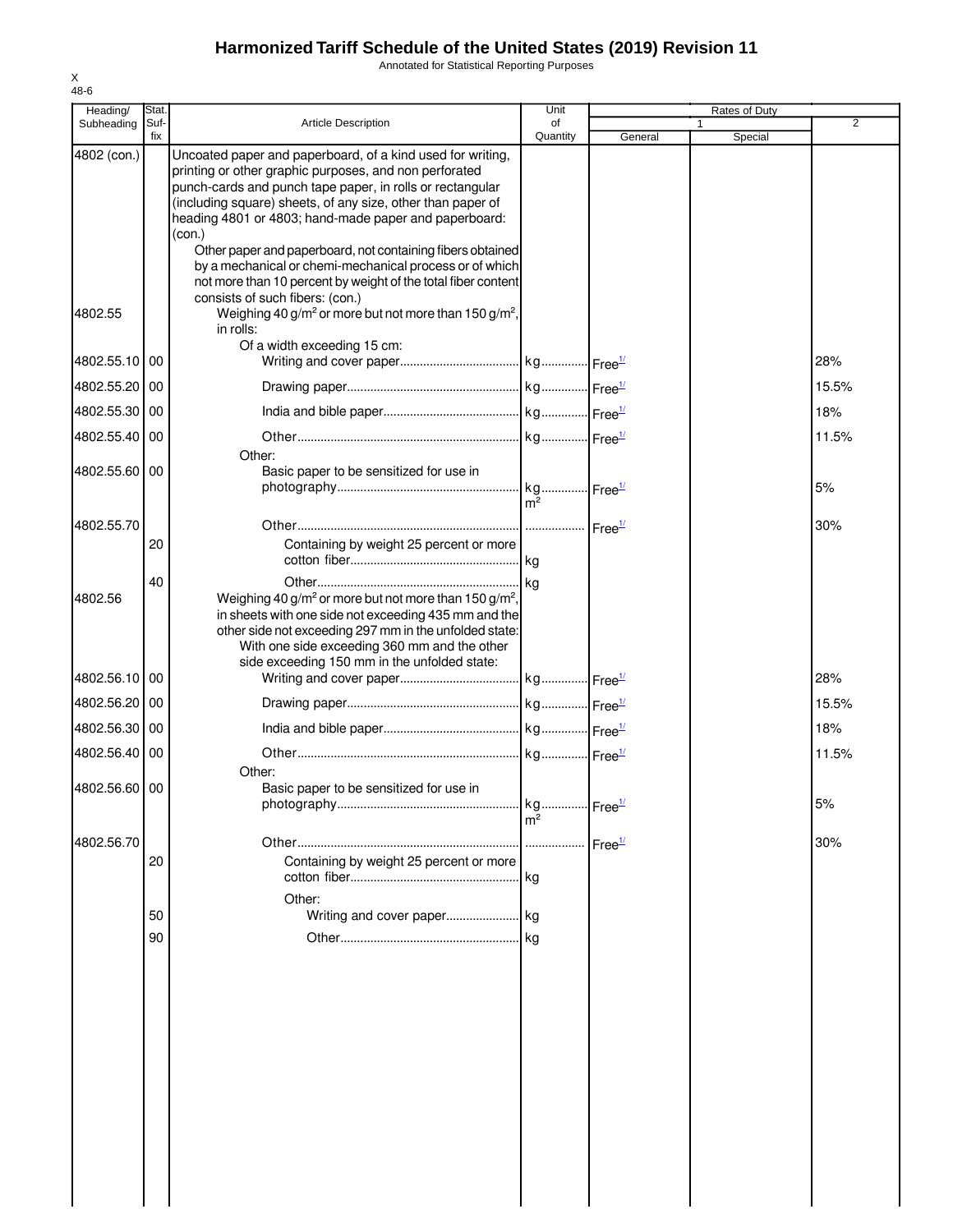# Harmonized Tariff Schedule of the United States (2019) Revision 11

Annotated for Statistical Reporting Purposes

| Heading/ Subheading | Stat. Suf-fix | Article Description | Unit of Quantity | Rates of Duty 1 General | 1 Special | 2 |
|---|---|---|---|---|---|---|
| 4802 (con.) | | Uncoated paper and paperboard, of a kind used for writing, printing or other graphic purposes, and non perforated punch-cards and punch tape paper, in rolls or rectangular (including square) sheets, of any size, other than paper of heading 4801 or 4803; hand-made paper and paperboard: (con.) | | | | |
| | | Other paper and paperboard, not containing fibers obtained by a mechanical or chemi-mechanical process or of which not more than 10 percent by weight of the total fiber content consists of such fibers: (con.) | | | | |
| 4802.55 | | Weighing 40 g/m² or more but not more than 150 g/m², in rolls: | | | | |
| | | Of a width exceeding 15 cm: | | | | |
| 4802.55.10 | 00 | Writing and cover paper | kg | Free[1/] | | 28% |
| 4802.55.20 | 00 | Drawing paper | kg | Free[1/] | | 15.5% |
| 4802.55.30 | 00 | India and bible paper | kg | Free[1/] | | 18% |
| 4802.55.40 | 00 | Other | kg | Free[1/] | | 11.5% |
| | | Other: | | | | |
| 4802.55.60 | 00 | Basic paper to be sensitized for use in photography | kg m² | Free[1/] | | 5% |
| 4802.55.70 | | Other | | Free[1/] | | 30% |
| | 20 | Containing by weight 25 percent or more cotton fiber | kg | | | |
| | 40 | Other | kg | | | |
| 4802.56 | | Weighing 40 g/m² or more but not more than 150 g/m², in sheets with one side not exceeding 435 mm and the other side not exceeding 297 mm in the unfolded state: | | | | |
| | | With one side exceeding 360 mm and the other side exceeding 150 mm in the unfolded state: | | | | |
| 4802.56.10 | 00 | Writing and cover paper | kg | Free[1/] | | 28% |
| 4802.56.20 | 00 | Drawing paper | kg | Free[1/] | | 15.5% |
| 4802.56.30 | 00 | India and bible paper | kg | Free[1/] | | 18% |
| 4802.56.40 | 00 | Other | kg | Free[1/] | | 11.5% |
| | | Other: | | | | |
| 4802.56.60 | 00 | Basic paper to be sensitized for use in photography | kg m² | Free[1/] | | 5% |
| 4802.56.70 | | Other | | Free[1/] | | 30% |
| | 20 | Containing by weight 25 percent or more cotton fiber | kg | | | |
| | | Other: | | | | |
| | 50 | Writing and cover paper | kg | | | |
| | 90 | Other | kg | | | |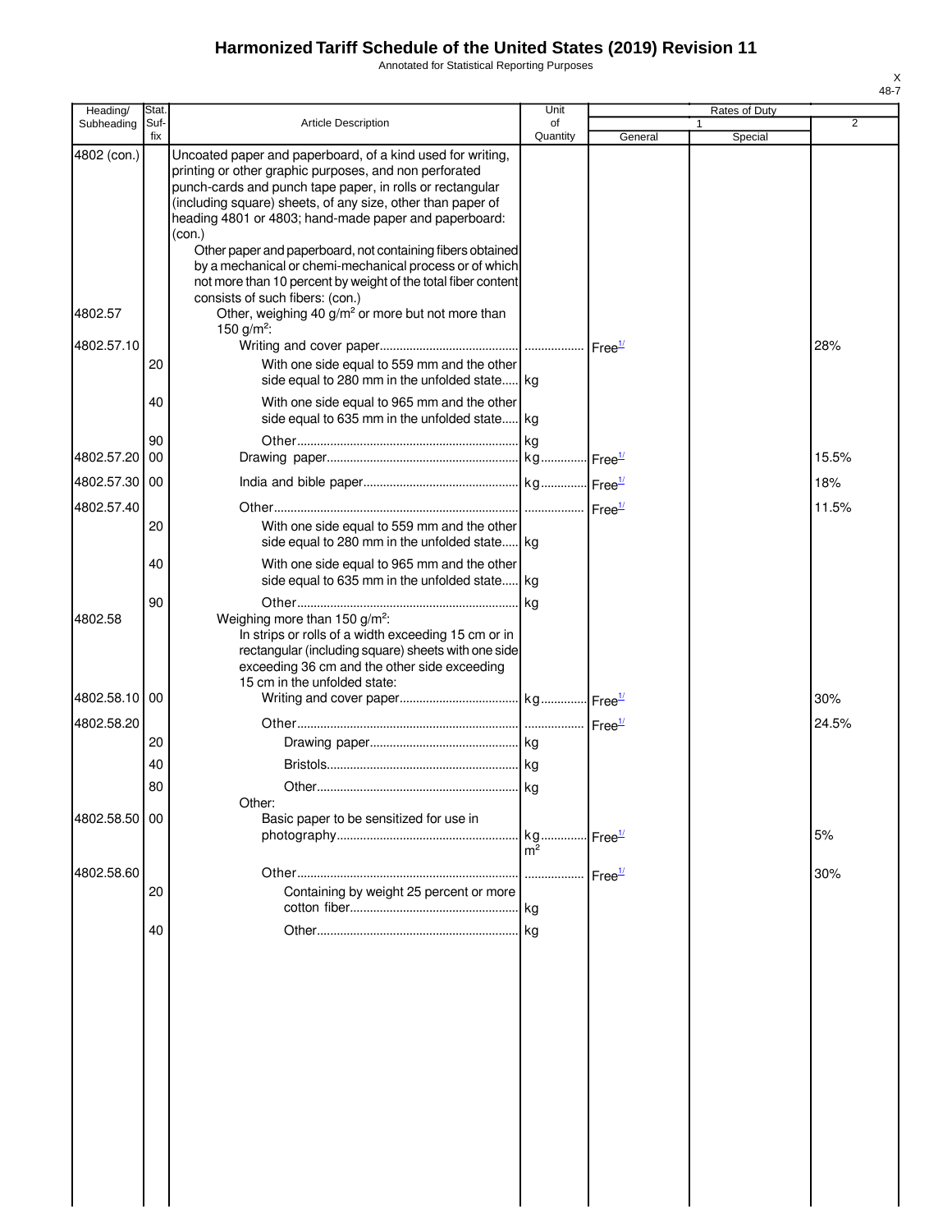# Harmonized Tariff Schedule of the United States (2019) Revision 11

Annotated for Statistical Reporting Purposes

| Heading/ Subheading | Stat. Suf- fix | Article Description | Unit of Quantity | Rates of Duty 1 General | Special | 2 |
|---|---|---|---|---|---|---|
| 4802 (con.) | | Uncoated paper and paperboard, of a kind used for writing, printing or other graphic purposes, and non perforated punch-cards and punch tape paper, in rolls or rectangular (including square) sheets, of any size, other than paper of heading 4801 or 4803; hand-made paper and paperboard: (con.) | | | | |
| | | Other paper and paperboard, not containing fibers obtained by a mechanical or chemi-mechanical process or of which not more than 10 percent by weight of the total fiber content consists of such fibers: (con.) | | | | |
| 4802.57 | | Other, weighing 40 g/m² or more but not more than 150 g/m²: | | | | |
| 4802.57.10 | | Writing and cover paper | | Free[1/] | | 28% |
| | 20 | With one side equal to 559 mm and the other side equal to 280 mm in the unfolded state | kg | | | |
| | 40 | With one side equal to 965 mm and the other side equal to 635 mm in the unfolded state | kg | | | |
| | 90 | Other | kg | | | |
| 4802.57.20 | 00 | Drawing paper | kg | Free[1/] | | 15.5% |
| 4802.57.30 | 00 | India and bible paper | kg | Free[1/] | | 18% |
| 4802.57.40 | | Other | | Free[1/] | | 11.5% |
| | 20 | With one side equal to 559 mm and the other side equal to 280 mm in the unfolded state | kg | | | |
| | 40 | With one side equal to 965 mm and the other side equal to 635 mm in the unfolded state | kg | | | |
| | 90 | Other | kg | | | |
| 4802.58 | | Weighing more than 150 g/m²: | | | | |
| | | In strips or rolls of a width exceeding 15 cm or in rectangular (including square) sheets with one side exceeding 36 cm and the other side exceeding 15 cm in the unfolded state: | | | | |
| 4802.58.10 | 00 | Writing and cover paper | kg | Free[1/] | | 30% |
| 4802.58.20 | | Other | | Free[1/] | | 24.5% |
| | 20 | Drawing paper | kg | | | |
| | 40 | Bristols | kg | | | |
| | 80 | Other | kg | | | |
| | | Other: | | | | |
| 4802.58.50 | 00 | Basic paper to be sensitized for use in photography | kg m² | Free[1/] | | 5% |
| 4802.58.60 | | Other | | Free[1/] | | 30% |
| | 20 | Containing by weight 25 percent or more cotton fiber | kg | | | |
| | 40 | Other | kg | | | |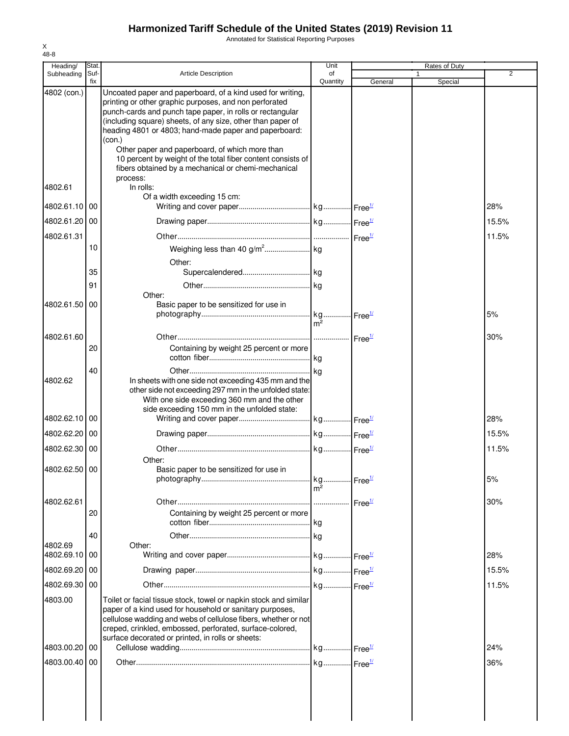# Harmonized Tariff Schedule of the United States (2019) Revision 11

Annotated for Statistical Reporting Purposes

| Heading/ Subheading | Stat. Suf- fix | Article Description | Unit of Quantity | Rates of Duty 1 General | Special | 2 |
|---|---|---|---|---|---|---|
| 4802 (con.) | | Uncoated paper and paperboard, of a kind used for writing, printing or other graphic purposes, and non perforated punch-cards and punch tape paper, in rolls or rectangular (including square) sheets, of any size, other than paper of heading 4801 or 4803; hand-made paper and paperboard: (con.) | | | | |
| | | Other paper and paperboard, of which more than 10 percent by weight of the total fiber content consists of fibers obtained by a mechanical or chemi-mechanical process: | | | | |
| 4802.61 | | In rolls: | | | | |
| | | Of a width exceeding 15 cm: | | | | |
| 4802.61.10 | 00 | Writing and cover paper | kg | Free[1/] | | 28% |
| 4802.61.20 | 00 | Drawing paper | kg | Free[1/] | | 15.5% |
| 4802.61.31 | | Other | | Free[1/] | | 11.5% |
| | 10 | Weighing less than 40 g/m$^2$ | kg | | | |
| | | Other: | | | | |
| | 35 | Supercalendered | kg | | | |
| | 91 | Other | kg | | | |
| | | Other: | | | | |
| 4802.61.50 | 00 | Basic paper to be sensitized for use in photography | kg m$^2$ | Free[1/] | | 5% |
| 4802.61.60 | | Other | | Free[1/] | | 30% |
| | 20 | Containing by weight 25 percent or more cotton fiber | kg | | | |
| | 40 | Other | kg | | | |
| 4802.62 | | In sheets with one side not exceeding 435 mm and the other side not exceeding 297 mm in the unfolded state: | | | | |
| | | With one side exceeding 360 mm and the other side exceeding 150 mm in the unfolded state: | | | | |
| 4802.62.10 | 00 | Writing and cover paper | kg | Free[1/] | | 28% |
| 4802.62.20 | 00 | Drawing paper | kg | Free[1/] | | 15.5% |
| 4802.62.30 | 00 | Other | kg | Free[1/] | | 11.5% |
| | | Other: | | | | |
| 4802.62.50 | 00 | Basic paper to be sensitized for use in photography | kg m$^2$ | Free[1/] | | 5% |
| 4802.62.61 | | Other | | Free[1/] | | 30% |
| | 20 | Containing by weight 25 percent or more cotton fiber | kg | | | |
| | 40 | Other | kg | | | |
| 4802.69 | | Other: | | | | |
| 4802.69.10 | 00 | Writing and cover paper | kg | Free[1/] | | 28% |
| 4802.69.20 | 00 | Drawing paper | kg | Free[1/] | | 15.5% |
| 4802.69.30 | 00 | Other | kg | Free[1/] | | 11.5% |
| 4803.00 | | Toilet or facial tissue stock, towel or napkin stock and similar paper of a kind used for household or sanitary purposes, cellulose wadding and webs of cellulose fibers, whether or not creped, crinkled, embossed, perforated, surface-colored, surface decorated or printed, in rolls or sheets: | | | | |
| 4803.00.20 | 00 | Cellulose wadding | kg | Free[1/] | | 24% |
| 4803.00.40 | 00 | Other | kg | Free[1/] | | 36% |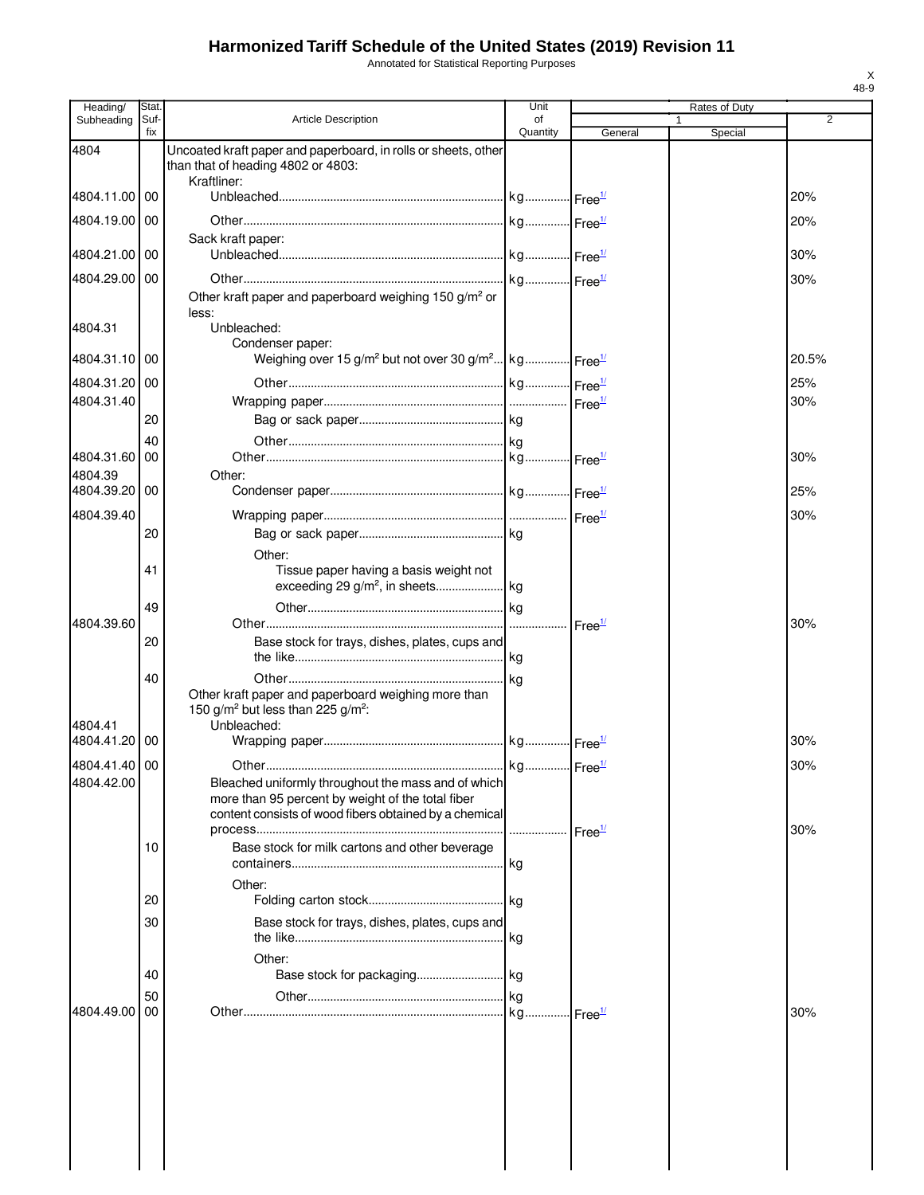# Harmonized Tariff Schedule of the United States (2019) Revision 11

Annotated for Statistical Reporting Purposes

| Heading/ Subheading | Stat. Suf- fix | Article Description | Unit of Quantity | Rates of Duty 1 General | Special | 2 |
|---|---|---|---|---|---|---|
| 4804 | | Uncoated kraft paper and paperboard, in rolls or sheets, other than that of heading 4802 or 4803: | | | | |
| | | Kraftliner: | | | | |
| 4804.11.00 | 00 | Unbleached | kg | Free[1/] | | 20% |
| 4804.19.00 | 00 | Other | kg | Free[1/] | | 20% |
| | | Sack kraft paper: | | | | |
| 4804.21.00 | 00 | Unbleached | kg | Free[1/] | | 30% |
| 4804.29.00 | 00 | Other | kg | Free[1/] | | 30% |
| | | Other kraft paper and paperboard weighing 150 g/m² or less: | | | | |
| 4804.31 | | Unbleached: | | | | |
| | | Condenser paper: | | | | |
| 4804.31.10 | 00 | Weighing over 15 g/m² but not over 30 g/m² | kg | Free[1/] | | 20.5% |
| 4804.31.20 | 00 | Other | kg | Free[1/] | | 25% |
| 4804.31.40 | | Wrapping paper | | Free[1/] | | 30% |
| | 20 | Bag or sack paper | kg | | | |
| | 40 | Other | kg | | | |
| 4804.31.60 | 00 | Other | kg | Free[1/] | | 30% |
| 4804.39 | | Other: | | | | |
| 4804.39.20 | 00 | Condenser paper | kg | Free[1/] | | 25% |
| 4804.39.40 | | Wrapping paper | | Free[1/] | | 30% |
| | 20 | Bag or sack paper | kg | | | |
| | | Other: | | | | |
| | 41 | Tissue paper having a basis weight not exceeding 29 g/m², in sheets | kg | | | |
| | 49 | Other | kg | | | |
| 4804.39.60 | | Other | | Free[1/] | | 30% |
| | 20 | Base stock for trays, dishes, plates, cups and the like | kg | | | |
| | 40 | Other | kg | | | |
| | | Other kraft paper and paperboard weighing more than 150 g/m² but less than 225 g/m²: | | | | |
| 4804.41 | | Unbleached: | | | | |
| 4804.41.20 | 00 | Wrapping paper | kg | Free[1/] | | 30% |
| 4804.41.40 | 00 | Other | kg | Free[1/] | | 30% |
| 4804.42.00 | | Bleached uniformly throughout the mass and of which more than 95 percent by weight of the total fiber content consists of wood fibers obtained by a chemical process | | Free[1/] | | 30% |
| | 10 | Base stock for milk cartons and other beverage containers | kg | | | |
| | | Other: | | | | |
| | 20 | Folding carton stock | kg | | | |
| | 30 | Base stock for trays, dishes, plates, cups and the like | kg | | | |
| | | Other: | | | | |
| | 40 | Base stock for packaging | kg | | | |
| | 50 | Other | kg | | | |
| 4804.49.00 | 00 | Other | kg | Free[1/] | | 30% |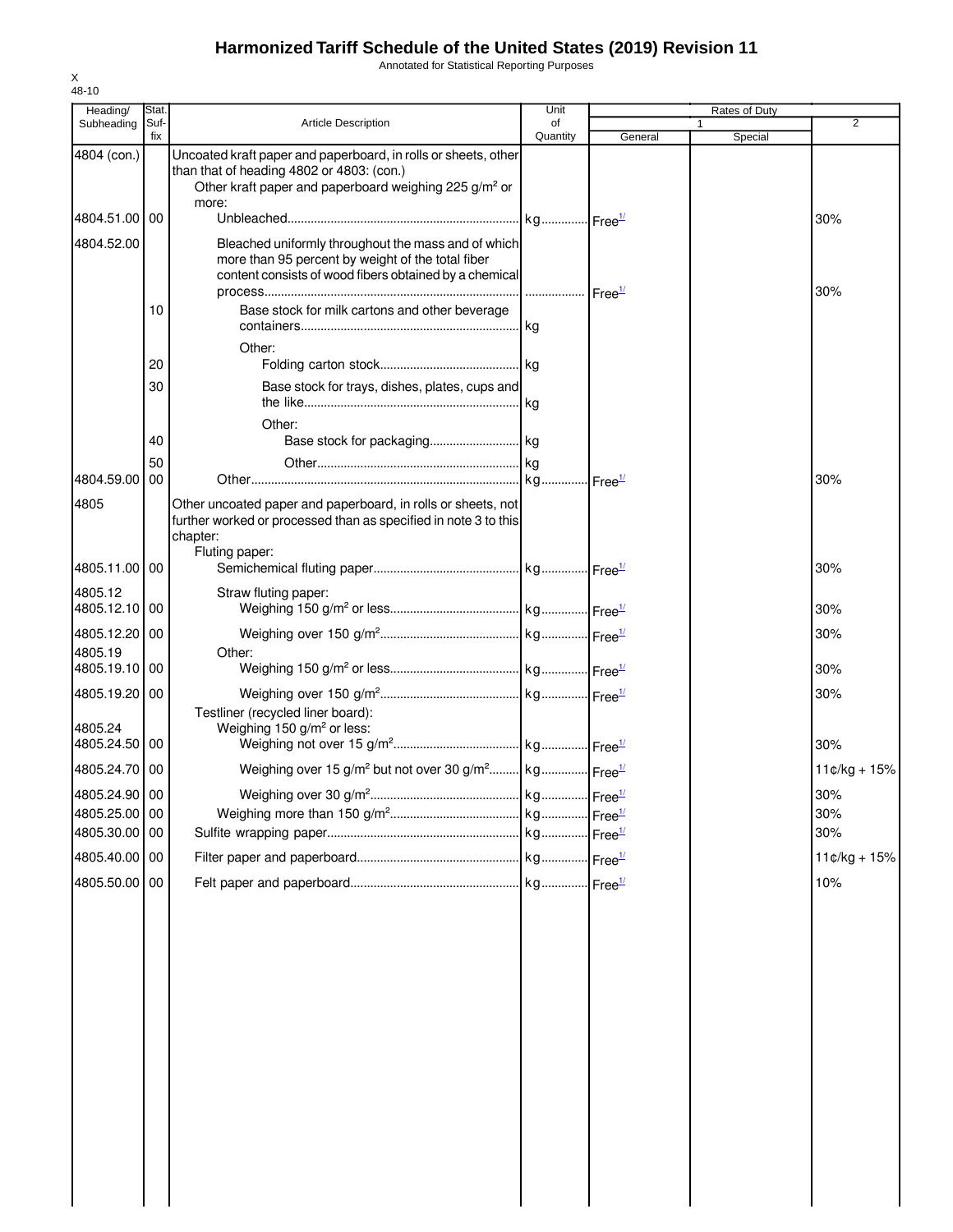# Harmonized Tariff Schedule of the United States (2019) Revision 11

Annotated for Statistical Reporting Purposes

| Heading/ Subheading | Stat. Suf- fix | Article Description | Unit of Quantity | Rates of Duty 1 General | Special | 2 |
|---|---|---|---|---|---|---|
| 4804 (con.) | | Uncoated kraft paper and paperboard, in rolls or sheets, other than that of heading 4802 or 4803: (con.) | | | | |
| | | Other kraft paper and paperboard weighing 225 g/m² or more: | | | | |
| 4804.51.00 | 00 | Unbleached | kg | Free[1/] | | 30% |
| 4804.52.00 | | Bleached uniformly throughout the mass and of which more than 95 percent by weight of the total fiber content consists of wood fibers obtained by a chemical process | | Free[1/] | | 30% |
| | 10 | Base stock for milk cartons and other beverage containers | kg | | | |
| | | Other: | | | | |
| | 20 | Folding carton stock | kg | | | |
| | 30 | Base stock for trays, dishes, plates, cups and the like | kg | | | |
| | | Other: | | | | |
| | 40 | Base stock for packaging | kg | | | |
| | 50 | Other | kg | | | |
| 4804.59.00 | 00 | Other | kg | Free[1/] | | 30% |
| 4805 | | Other uncoated paper and paperboard, in rolls or sheets, not further worked or processed than as specified in note 3 to this chapter: | | | | |
| | | Fluting paper: | | | | |
| 4805.11.00 | 00 | Semichemical fluting paper | kg | Free[1/] | | 30% |
| 4805.12 | | Straw fluting paper: | | | | |
| 4805.12.10 | 00 | Weighing 150 g/m² or less | kg | Free[1/] | | 30% |
| 4805.12.20 | 00 | Weighing over 150 g/m² | kg | Free[1/] | | 30% |
| 4805.19 | | Other: | | | | |
| 4805.19.10 | 00 | Weighing 150 g/m² or less | kg | Free[1/] | | 30% |
| 4805.19.20 | 00 | Weighing over 150 g/m² | kg | Free[1/] | | 30% |
| | | Testliner (recycled liner board): | | | | |
| 4805.24 | | Weighing 150 g/m² or less: | | | | |
| 4805.24.50 | 00 | Weighing not over 15 g/m² | kg | Free[1/] | | 30% |
| 4805.24.70 | 00 | Weighing over 15 g/m² but not over 30 g/m² | kg | Free[1/] | | 11¢/kg + 15% |
| 4805.24.90 | 00 | Weighing over 30 g/m² | kg | Free[1/] | | 30% |
| 4805.25.00 | 00 | Weighing more than 150 g/m² | kg | Free[1/] | | 30% |
| 4805.30.00 | 00 | Sulfite wrapping paper | kg | Free[1/] | | 30% |
| 4805.40.00 | 00 | Filter paper and paperboard | kg | Free[1/] | | 11¢/kg + 15% |
| 4805.50.00 | 00 | Felt paper and paperboard | kg | Free[1/] | | 10% |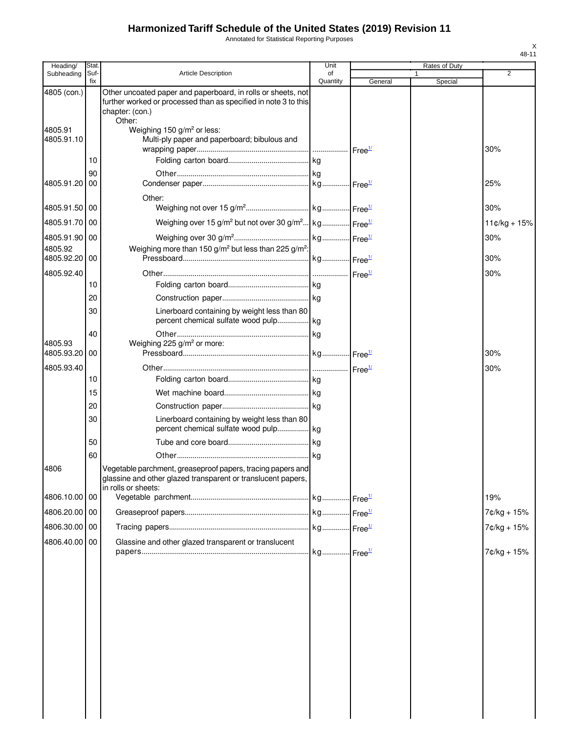# Harmonized Tariff Schedule of the United States (2019) Revision 11

Annotated for Statistical Reporting Purposes

| Heading/ Subheading | Stat. Suf- fix | Article Description | Unit of Quantity | Rates of Duty 1 General | Special | 2 |
|---|---|---|---|---|---|---|
| 4805 (con.) | | Other uncoated paper and paperboard, in rolls or sheets, not further worked or processed than as specified in note 3 to this chapter: (con.) | | | | |
| | | Other: | | | | |
| 4805.91 | | Weighing 150 g/m² or less: | | | | |
| 4805.91.10 | | Multi-ply paper and paperboard; bibulous and wrapping paper | | Free[1/] | | 30% |
| | 10 | Folding carton board | kg | | | |
| | 90 | Other | kg | | | |
| 4805.91.20 | 00 | Condenser paper | kg | Free[1/] | | 25% |
| | | Other: | | | | |
| 4805.91.50 | 00 | Weighing not over 15 g/m² | kg | Free[1/] | | 30% |
| 4805.91.70 | 00 | Weighing over 15 g/m² but not over 30 g/m² | kg | Free[1/] | | 11¢/kg + 15% |
| 4805.91.90 | 00 | Weighing over 30 g/m² | kg | Free[1/] | | 30% |
| 4805.92 | | Weighing more than 150 g/m² but less than 225 g/m²: | | | | |
| 4805.92.20 | 00 | Pressboard | kg | Free[1/] | | 30% |
| 4805.92.40 | | Other | | Free[1/] | | 30% |
| | 10 | Folding carton board | kg | | | |
| | 20 | Construction paper | kg | | | |
| | 30 | Linerboard containing by weight less than 80 percent chemical sulfate wood pulp | kg | | | |
| | 40 | Other | kg | | | |
| 4805.93 | | Weighing 225 g/m² or more: | | | | |
| 4805.93.20 | 00 | Pressboard | kg | Free[1/] | | 30% |
| 4805.93.40 | | Other | | Free[1/] | | 30% |
| | 10 | Folding carton board | kg | | | |
| | 15 | Wet machine board | kg | | | |
| | 20 | Construction paper | kg | | | |
| | 30 | Linerboard containing by weight less than 80 percent chemical sulfate wood pulp | kg | | | |
| | 50 | Tube and core board | kg | | | |
| | 60 | Other | kg | | | |
| 4806 | | Vegetable parchment, greaseproof papers, tracing papers and glassine and other glazed transparent or translucent papers, in rolls or sheets: | | | | |
| 4806.10.00 | 00 | Vegetable parchment | kg | Free[1/] | | 19% |
| 4806.20.00 | 00 | Greaseproof papers | kg | Free[1/] | | 7¢/kg + 15% |
| 4806.30.00 | 00 | Tracing papers | kg | Free[1/] | | 7¢/kg + 15% |
| 4806.40.00 | 00 | Glassine and other glazed transparent or translucent papers | kg | Free[1/] | | 7¢/kg + 15% |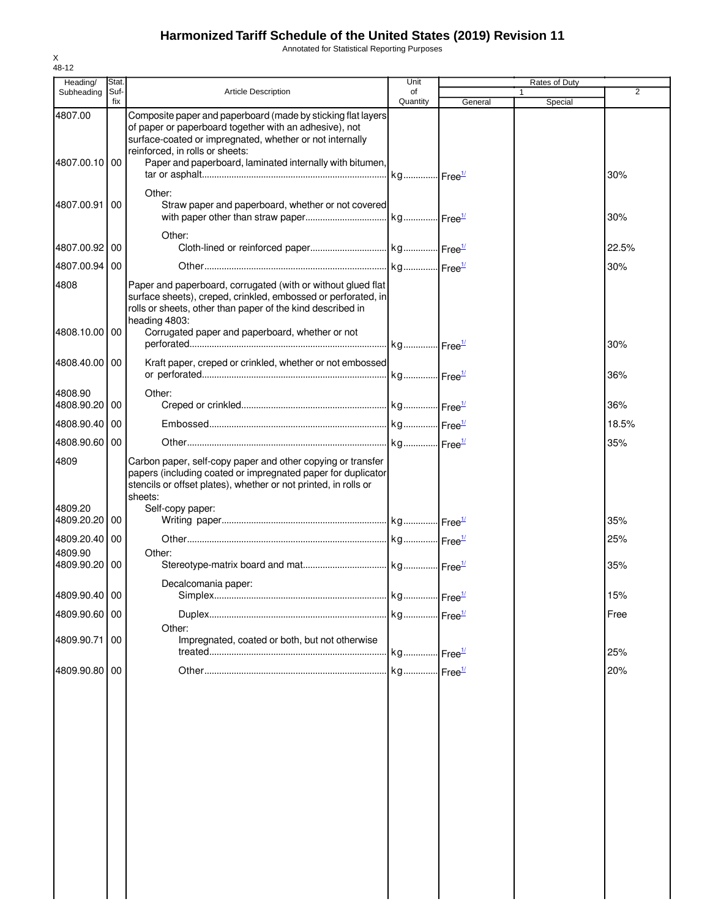# Harmonized Tariff Schedule of the United States (2019) Revision 11

Annotated for Statistical Reporting Purposes

| Heading/ Subheading | Stat. Suf- fix | Article Description | Unit of Quantity | Rates of Duty 1 General | Special | 2 |
|---|---|---|---|---|---|---|
| 4807.00 | | Composite paper and paperboard (made by sticking flat layers of paper or paperboard together with an adhesive), not surface-coated or impregnated, whether or not internally reinforced, in rolls or sheets: | | | | |
| 4807.00.10 | 00 | Paper and paperboard, laminated internally with bitumen, tar or asphalt | kg | Free[1/] | | 30% |
| | | Other: | | | | |
| 4807.00.91 | 00 | Straw paper and paperboard, whether or not covered with paper other than straw paper | kg | Free[1/] | | 30% |
| | | Other: | | | | |
| 4807.00.92 | 00 | Cloth-lined or reinforced paper | kg | Free[1/] | | 22.5% |
| 4807.00.94 | 00 | Other | kg | Free[1/] | | 30% |
| 4808 | | Paper and paperboard, corrugated (with or without glued flat surface sheets), creped, crinkled, embossed or perforated, in rolls or sheets, other than paper of the kind described in heading 4803: | | | | |
| 4808.10.00 | 00 | Corrugated paper and paperboard, whether or not perforated | kg | Free[1/] | | 30% |
| 4808.40.00 | 00 | Kraft paper, creped or crinkled, whether or not embossed or perforated | kg | Free[1/] | | 36% |
| 4808.90 | | Other: | | | | |
| 4808.90.20 | 00 | Creped or crinkled | kg | Free[1/] | | 36% |
| 4808.90.40 | 00 | Embossed | kg | Free[1/] | | 18.5% |
| 4808.90.60 | 00 | Other | kg | Free[1/] | | 35% |
| 4809 | | Carbon paper, self-copy paper and other copying or transfer papers (including coated or impregnated paper for duplicator stencils or offset plates), whether or not printed, in rolls or sheets: | | | | |
| 4809.20 | | Self-copy paper: | | | | |
| 4809.20.20 | 00 | Writing paper | kg | Free[1/] | | 35% |
| 4809.20.40 | 00 | Other | kg | Free[1/] | | 25% |
| 4809.90 | | Other: | | | | |
| 4809.90.20 | 00 | Stereotype-matrix board and mat | kg | Free[1/] | | 35% |
| | | Decalcomania paper: | | | | |
| 4809.90.40 | 00 | Simplex | kg | Free[1/] | | 15% |
| 4809.90.60 | 00 | Duplex | kg | Free[1/] | | Free |
| | | Other: | | | | |
| 4809.90.71 | 00 | Impregnated, coated or both, but not otherwise treated | kg | Free[1/] | | 25% |
| 4809.90.80 | 00 | Other | kg | Free[1/] | | 20% |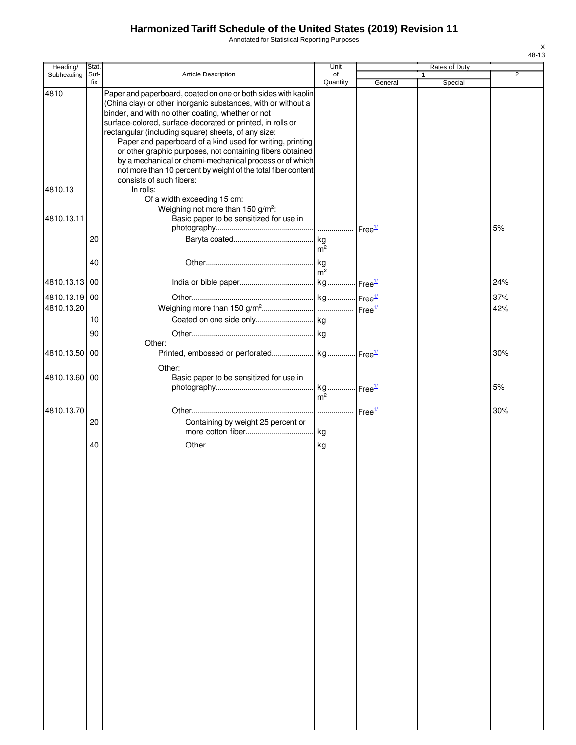# Harmonized Tariff Schedule of the United States (2019) Revision 11

Annotated for Statistical Reporting Purposes

| Heading/ Subheading | Stat. Suf- fix | Article Description | Unit of Quantity | Rates of Duty 1 General | Special | 2 |
|---|---|---|---|---|---|---|
| 4810 | | Paper and paperboard, coated on one or both sides with kaolin (China clay) or other inorganic substances, with or without a binder, and with no other coating, whether or not surface-colored, surface-decorated or printed, in rolls or rectangular (including square) sheets, of any size: | | | | |
| | | Paper and paperboard of a kind used for writing, printing or other graphic purposes, not containing fibers obtained by a mechanical or chemi-mechanical process or of which not more than 10 percent by weight of the total fiber content consists of such fibers: | | | | |
| 4810.13 | | In rolls: | | | | |
| | | Of a width exceeding 15 cm: | | | | |
| | | Weighing not more than 150 $g/m^2$: | | | | |
| 4810.13.11 | | Basic paper to be sensitized for use in photography | | Free[1/] | | 5% |
| | 20 | Baryta coated | kg $m^2$ | | | |
| | 40 | Other | kg $m^2$ | | | |
| 4810.13.13 | 00 | India or bible paper | kg | Free[1/] | | 24% |
| 4810.13.19 | 00 | Other | kg | Free[1/] | | 37% |
| 4810.13.20 | | Weighing more than 150 $g/m^2$ | | Free[1/] | | 42% |
| | 10 | Coated on one side only | kg | | | |
| | 90 | Other | kg | | | |
| | | Other: | | | | |
| 4810.13.50 | 00 | Printed, embossed or perforated | kg | Free[1/] | | 30% |
| | | Other: | | | | |
| 4810.13.60 | 00 | Basic paper to be sensitized for use in photography | kg $m^2$ | Free[1/] | | 5% |
| 4810.13.70 | | Other | | Free[1/] | | 30% |
| | 20 | Containing by weight 25 percent or more cotton fiber | kg | | | |
| | 40 | Other | kg | | | |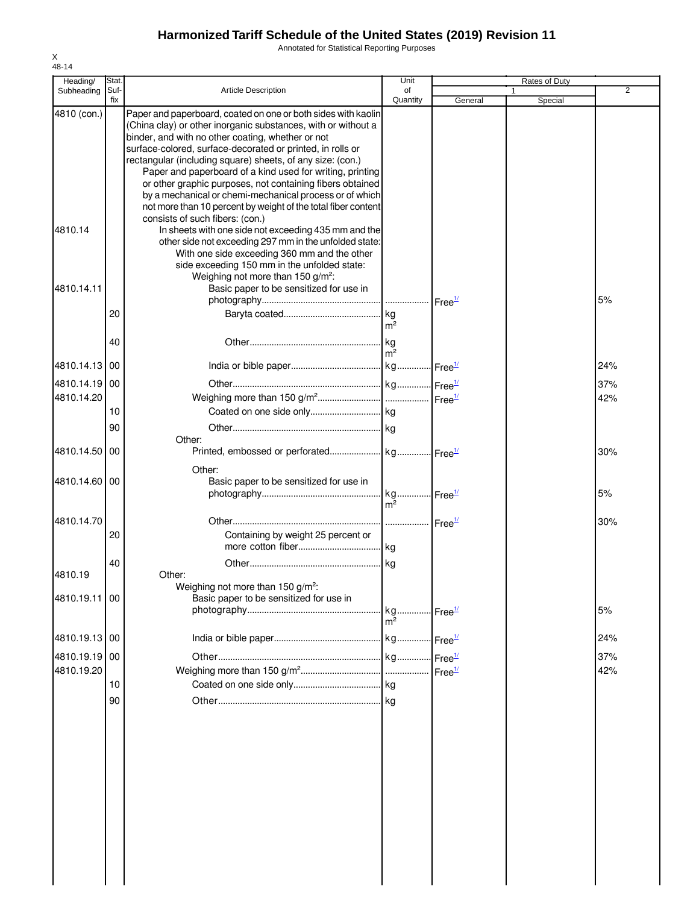# Harmonized Tariff Schedule of the United States (2019) Revision 11

Annotated for Statistical Reporting Purposes

| Heading/ Subheading | Stat. Suf- fix | Article Description | Unit of Quantity | Rates of Duty 1 General | Special | 2 |
|---|---|---|---|---|---|---|
| 4810 (con.) | | Paper and paperboard, coated on one or both sides with kaolin (China clay) or other inorganic substances, with or without a binder, and with no other coating, whether or not surface-colored, surface-decorated or printed, in rolls or rectangular (including square) sheets, of any size: (con.) | | | | |
| | | Paper and paperboard of a kind used for writing, printing or other graphic purposes, not containing fibers obtained by a mechanical or chemi-mechanical process or of which not more than 10 percent by weight of the total fiber content consists of such fibers: (con.) | | | | |
| 4810.14 | | In sheets with one side not exceeding 435 mm and the other side not exceeding 297 mm in the unfolded state: | | | | |
| | | With one side exceeding 360 mm and the other side exceeding 150 mm in the unfolded state: | | | | |
| | | Weighing not more than 150 g/m²: | | | | |
| 4810.14.11 | | Basic paper to be sensitized for use in photography | | Free[1/] | | 5% |
| | 20 | Baryta coated | kg m² | | | |
| | 40 | Other | kg m² | | | |
| 4810.14.13 | 00 | India or bible paper | kg | Free[1/] | | 24% |
| 4810.14.19 | 00 | Other | kg | Free[1/] | | 37% |
| 4810.14.20 | | Weighing more than 150 g/m² | | Free[1/] | | 42% |
| | 10 | Coated on one side only | kg | | | |
| | 90 | Other | kg | | | |
| | | Other: | | | | |
| 4810.14.50 | 00 | Printed, embossed or perforated | kg | Free[1/] | | 30% |
| | | Other: | | | | |
| 4810.14.60 | 00 | Basic paper to be sensitized for use in photography | kg m² | Free[1/] | | 5% |
| 4810.14.70 | | Other | | Free[1/] | | 30% |
| | 20 | Containing by weight 25 percent or more cotton fiber | kg | | | |
| | 40 | Other | kg | | | |
| 4810.19 | | Other: | | | | |
| | | Weighing not more than 150 g/m²: | | | | |
| 4810.19.11 | 00 | Basic paper to be sensitized for use in photography | kg m² | Free[1/] | | 5% |
| 4810.19.13 | 00 | India or bible paper | kg | Free[1/] | | 24% |
| 4810.19.19 | 00 | Other | kg | Free[1/] | | 37% |
| 4810.19.20 | | Weighing more than 150 g/m² | | Free[1/] | | 42% |
| | 10 | Coated on one side only | kg | | | |
| | 90 | Other | kg | | | |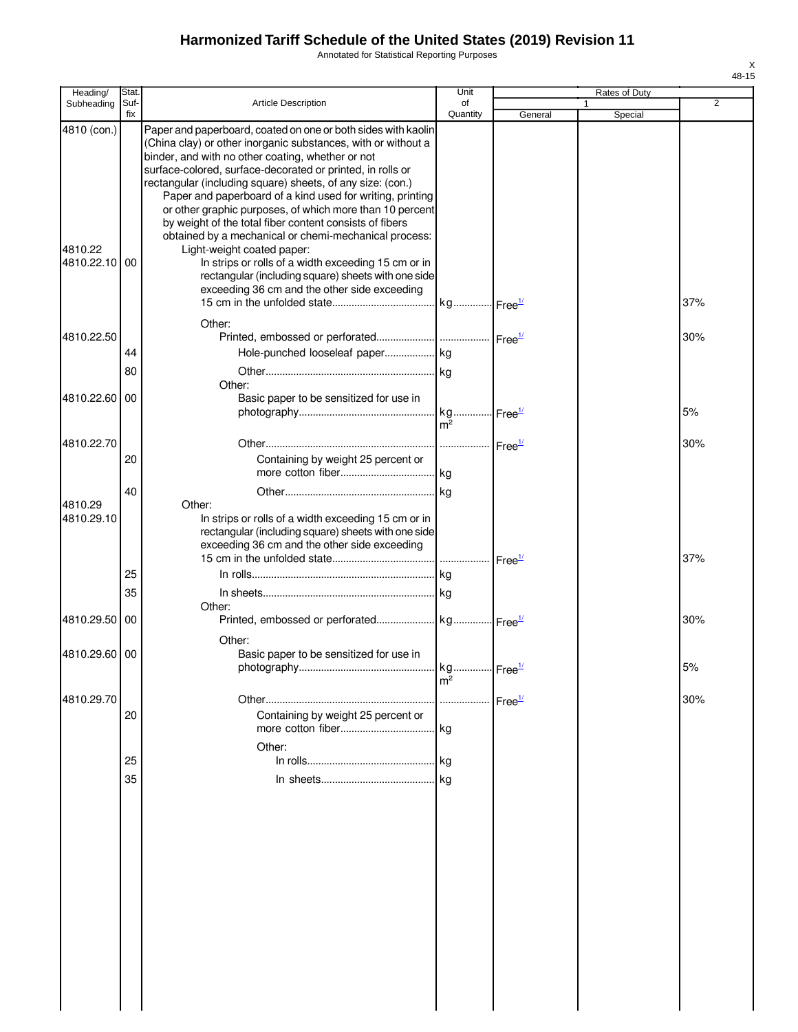# Harmonized Tariff Schedule of the United States (2019) Revision 11

Annotated for Statistical Reporting Purposes

| Heading/ Subheading | Stat. Suf- fix | Article Description | Unit of Quantity | Rates of Duty 1 General | Special | 2 |
|---|---|---|---|---|---|---|
| 4810 (con.) | | Paper and paperboard, coated on one or both sides with kaolin (China clay) or other inorganic substances, with or without a binder, and with no other coating, whether or not surface-colored, surface-decorated or printed, in rolls or rectangular (including square) sheets, of any size: (con.) | | | | |
| | | Paper and paperboard of a kind used for writing, printing or other graphic purposes, of which more than 10 percent by weight of the total fiber content consists of fibers obtained by a mechanical or chemi-mechanical process: | | | | |
| 4810.22 | | Light-weight coated paper: | | | | |
| 4810.22.10 | 00 | In strips or rolls of a width exceeding 15 cm or in rectangular (including square) sheets with one side exceeding 36 cm and the other side exceeding 15 cm in the unfolded state | kg | Free[1/] | | 37% |
| | | Other: | | | | |
| 4810.22.50 | | Printed, embossed or perforated | | Free[1/] | | 30% |
| | 44 | Hole-punched looseleaf paper | kg | | | |
| | 80 | Other | kg | | | |
| | | Other: | | | | |
| 4810.22.60 | 00 | Basic paper to be sensitized for use in photography | kg $m^2$ | Free[1/] | | 5% |
| 4810.22.70 | | Other | | Free[1/] | | 30% |
| | 20 | Containing by weight 25 percent or more cotton fiber | kg | | | |
| | 40 | Other | kg | | | |
| 4810.29 | | Other: | | | | |
| 4810.29.10 | | In strips or rolls of a width exceeding 15 cm or in rectangular (including square) sheets with one side exceeding 36 cm and the other side exceeding 15 cm in the unfolded state | | Free[1/] | | 37% |
| | 25 | In rolls | kg | | | |
| | 35 | In sheets | kg | | | |
| | | Other: | | | | |
| 4810.29.50 | 00 | Printed, embossed or perforated | kg | Free[1/] | | 30% |
| | | Other: | | | | |
| 4810.29.60 | 00 | Basic paper to be sensitized for use in photography | kg $m^2$ | Free[1/] | | 5% |
| 4810.29.70 | | Other | | Free[1/] | | 30% |
| | 20 | Containing by weight 25 percent or more cotton fiber | kg | | | |
| | | Other: | | | | |
| | 25 | In rolls | kg | | | |
| | 35 | In sheets | kg | | | |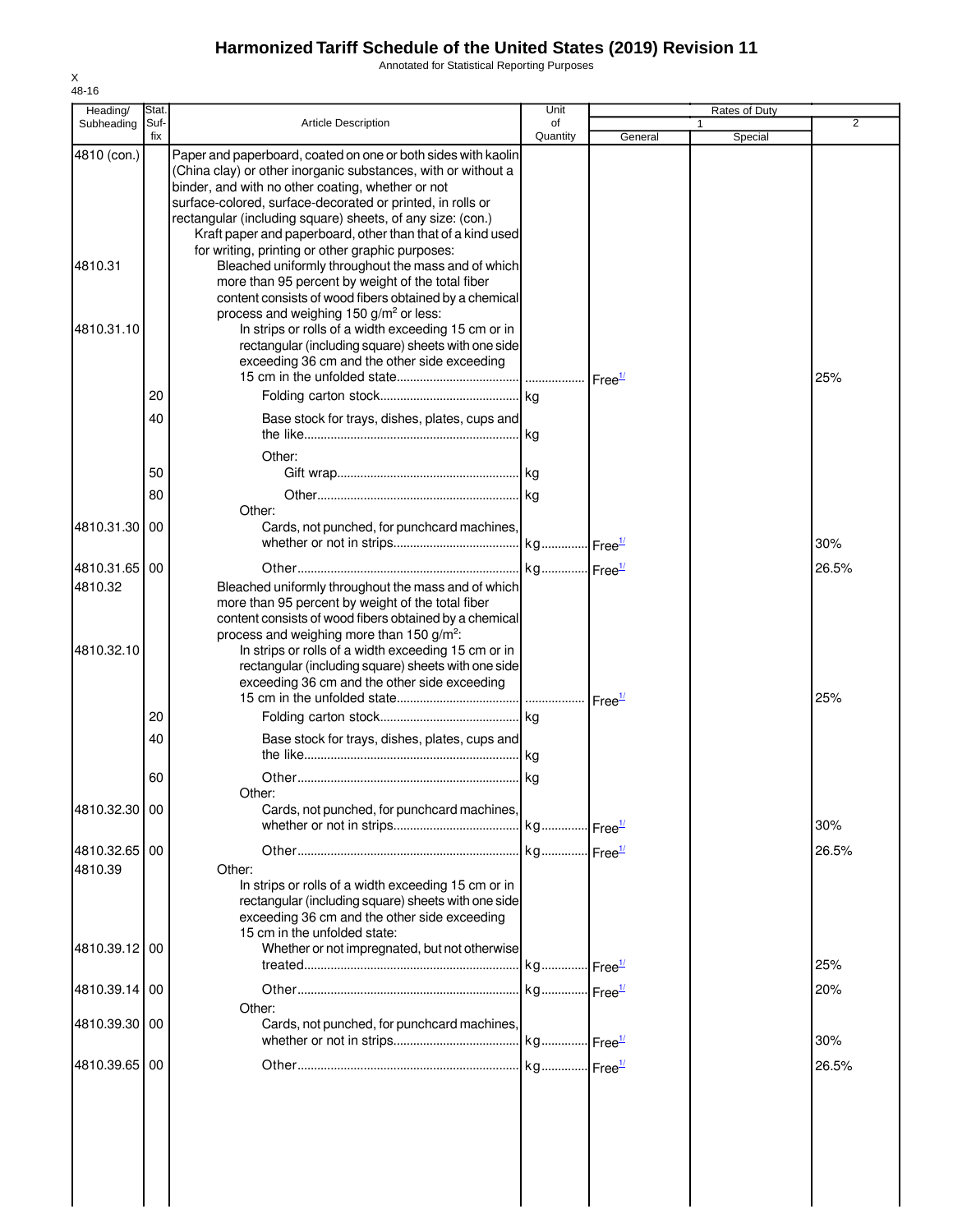# Harmonized Tariff Schedule of the United States (2019) Revision 11

Annotated for Statistical Reporting Purposes

X
48-16

| Heading/ Subheading | Stat. Suf- fix | Article Description | Unit of Quantity | Rates of Duty 1 General | Special | 2 |
|---|---|---|---|---|---|---|
| 4810 (con.) | | Paper and paperboard, coated on one or both sides with kaolin (China clay) or other inorganic substances, with or without a binder, and with no other coating, whether or not surface-colored, surface-decorated or printed, in rolls or rectangular (including square) sheets, of any size: (con.) | | | | |
| | | Kraft paper and paperboard, other than that of a kind used for writing, printing or other graphic purposes: | | | | |
| 4810.31 | | Bleached uniformly throughout the mass and of which more than 95 percent by weight of the total fiber content consists of wood fibers obtained by a chemical process and weighing 150 g/m² or less: | | | | |
| 4810.31.10 | | In strips or rolls of a width exceeding 15 cm or in rectangular (including square) sheets with one side exceeding 36 cm and the other side exceeding 15 cm in the unfolded state | ............... | Free[1/] | | 25% |
| | 20 | Folding carton stock | kg | | | |
| | 40 | Base stock for trays, dishes, plates, cups and the like | kg | | | |
| | | Other: | | | | |
| | 50 | Gift wrap | kg | | | |
| | 80 | Other | kg | | | |
| | | Other: | | | | |
| 4810.31.30 | 00 | Cards, not punched, for punchcard machines, whether or not in strips | kg | Free[1/] | | 30% |
| 4810.31.65 | 00 | Other | kg | Free[1/] | | 26.5% |
| 4810.32 | | Bleached uniformly throughout the mass and of which more than 95 percent by weight of the total fiber content consists of wood fibers obtained by a chemical process and weighing more than 150 g/m²: | | | | |
| 4810.32.10 | | In strips or rolls of a width exceeding 15 cm or in rectangular (including square) sheets with one side exceeding 36 cm and the other side exceeding 15 cm in the unfolded state | ............... | Free[1/] | | 25% |
| | 20 | Folding carton stock | kg | | | |
| | 40 | Base stock for trays, dishes, plates, cups and the like | kg | | | |
| | 60 | Other | kg | | | |
| | | Other: | | | | |
| 4810.32.30 | 00 | Cards, not punched, for punchcard machines, whether or not in strips | kg | Free[1/] | | 30% |
| 4810.32.65 | 00 | Other | kg | Free[1/] | | 26.5% |
| 4810.39 | | Other: | | | | |
| | | In strips or rolls of a width exceeding 15 cm or in rectangular (including square) sheets with one side exceeding 36 cm and the other side exceeding 15 cm in the unfolded state: | | | | |
| 4810.39.12 | 00 | Whether or not impregnated, but not otherwise treated | kg | Free[1/] | | 25% |
| 4810.39.14 | 00 | Other | kg | Free[1/] | | 20% |
| | | Other: | | | | |
| 4810.39.30 | 00 | Cards, not punched, for punchcard machines, whether or not in strips | kg | Free[1/] | | 30% |
| 4810.39.65 | 00 | Other | kg | Free[1/] | | 26.5% |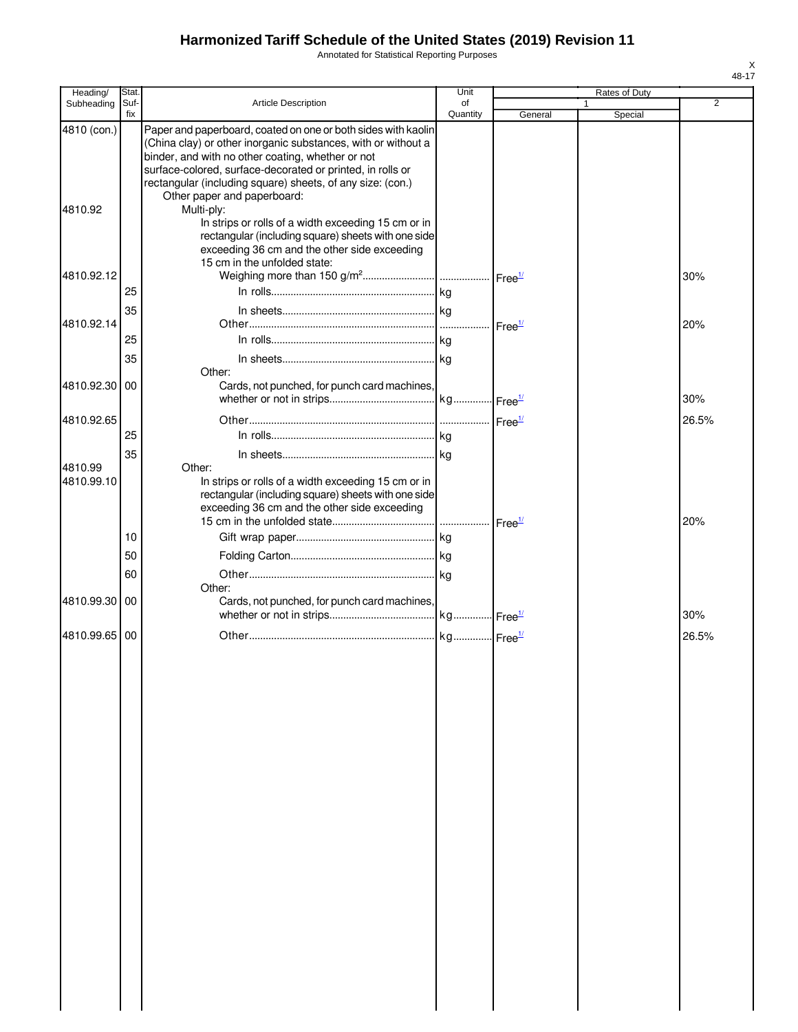# Harmonized Tariff Schedule of the United States (2019) Revision 11

Annotated for Statistical Reporting Purposes

| Heading/ Subheading | Stat. Suf- fix | Article Description | Unit of Quantity | Rates of Duty 1 General | Rates of Duty 1 Special | Rates of Duty 2 |
|---|---|---|---|---|---|---|
| 4810 (con.) | | Paper and paperboard, coated on one or both sides with kaolin (China clay) or other inorganic substances, with or without a binder, and with no other coating, whether or not surface-colored, surface-decorated or printed, in rolls or rectangular (including square) sheets, of any size: (con.) | | | | |
| | | Other paper and paperboard: | | | | |
| 4810.92 | | Multi-ply: | | | | |
| | | In strips or rolls of a width exceeding 15 cm or in rectangular (including square) sheets with one side exceeding 36 cm and the other side exceeding 15 cm in the unfolded state: | | | | |
| 4810.92.12 | | Weighing more than 150 g/m² | | Free[1/] | | 30% |
| | 25 | In rolls | kg | | | |
| | 35 | In sheets | kg | | | |
| 4810.92.14 | | Other | | Free[1/] | | 20% |
| | 25 | In rolls | kg | | | |
| | 35 | In sheets | kg | | | |
| | | Other: | | | | |
| 4810.92.30 | 00 | Cards, not punched, for punch card machines, whether or not in strips | kg | Free[1/] | | 30% |
| 4810.92.65 | | Other | | Free[1/] | | 26.5% |
| | 25 | In rolls | kg | | | |
| | 35 | In sheets | kg | | | |
| 4810.99 | | Other: | | | | |
| 4810.99.10 | | In strips or rolls of a width exceeding 15 cm or in rectangular (including square) sheets with one side exceeding 36 cm and the other side exceeding 15 cm in the unfolded state | | Free[1/] | | 20% |
| | 10 | Gift wrap paper | kg | | | |
| | 50 | Folding Carton | kg | | | |
| | 60 | Other | kg | | | |
| | | Other: | | | | |
| 4810.99.30 | 00 | Cards, not punched, for punch card machines, whether or not in strips | kg | Free[1/] | | 30% |
| 4810.99.65 | 00 | Other | kg | Free[1/] | | 26.5% |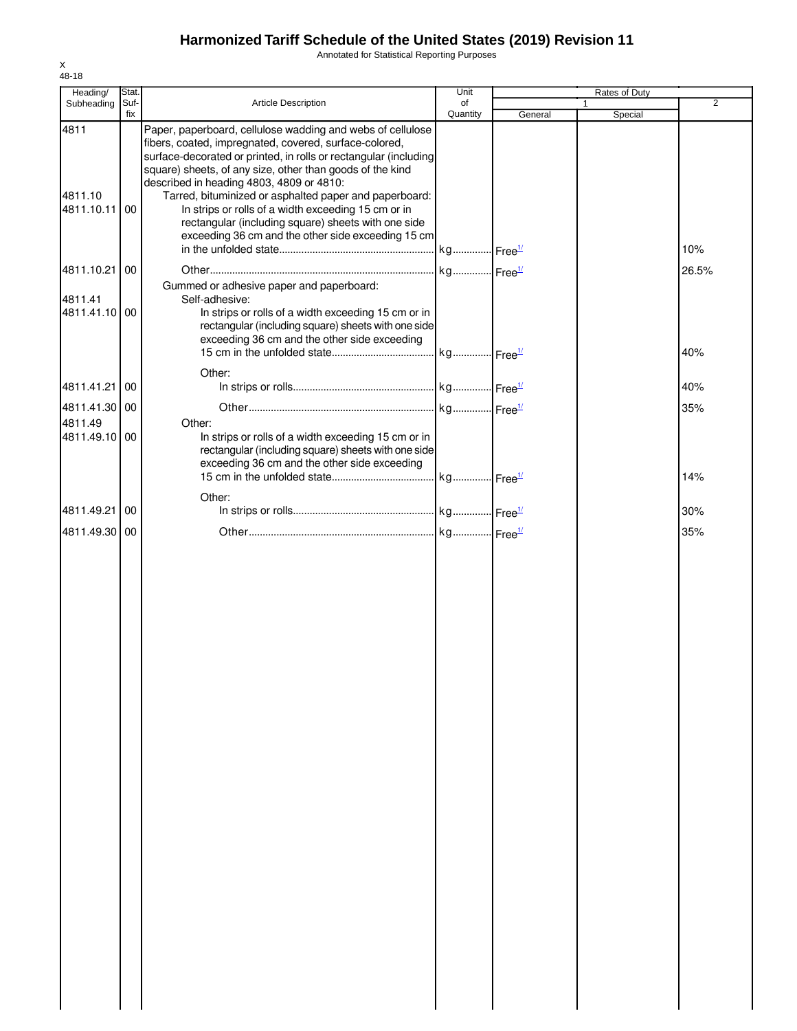# Harmonized Tariff Schedule of the United States (2019) Revision 11

Annotated for Statistical Reporting Purposes

| Heading/ Subheading | Stat. Suf- fix | Article Description | Unit of Quantity | Rates of Duty 1 General | Special | 2 |
|---|---|---|---|---|---|---|
| 4811 | | Paper, paperboard, cellulose wadding and webs of cellulose fibers, coated, impregnated, covered, surface-colored, surface-decorated or printed, in rolls or rectangular (including square) sheets, of any size, other than goods of the kind described in heading 4803, 4809 or 4810: | | | | |
| 4811.10 | | Tarred, bituminized or asphalted paper and paperboard: | | | | |
| 4811.10.11 | 00 | In strips or rolls of a width exceeding 15 cm or in rectangular (including square) sheets with one side exceeding 36 cm and the other side exceeding 15 cm in the unfolded state | kg | Free[1/] | | 10% |
| 4811.10.21 | 00 | Other | kg | Free[1/] | | 26.5% |
| | | Gummed or adhesive paper and paperboard: | | | | |
| 4811.41 | | Self-adhesive: | | | | |
| 4811.41.10 | 00 | In strips or rolls of a width exceeding 15 cm or in rectangular (including square) sheets with one side exceeding 36 cm and the other side exceeding 15 cm in the unfolded state | kg | Free[1/] | | 40% |
| | | Other: | | | | |
| 4811.41.21 | 00 | In strips or rolls | kg | Free[1/] | | 40% |
| 4811.41.30 | 00 | Other | kg | Free[1/] | | 35% |
| 4811.49 | | Other: | | | | |
| 4811.49.10 | 00 | In strips or rolls of a width exceeding 15 cm or in rectangular (including square) sheets with one side exceeding 36 cm and the other side exceeding 15 cm in the unfolded state | kg | Free[1/] | | 14% |
| | | Other: | | | | |
| 4811.49.21 | 00 | In strips or rolls | kg | Free[1/] | | 30% |
| 4811.49.30 | 00 | Other | kg | Free[1/] | | 35% |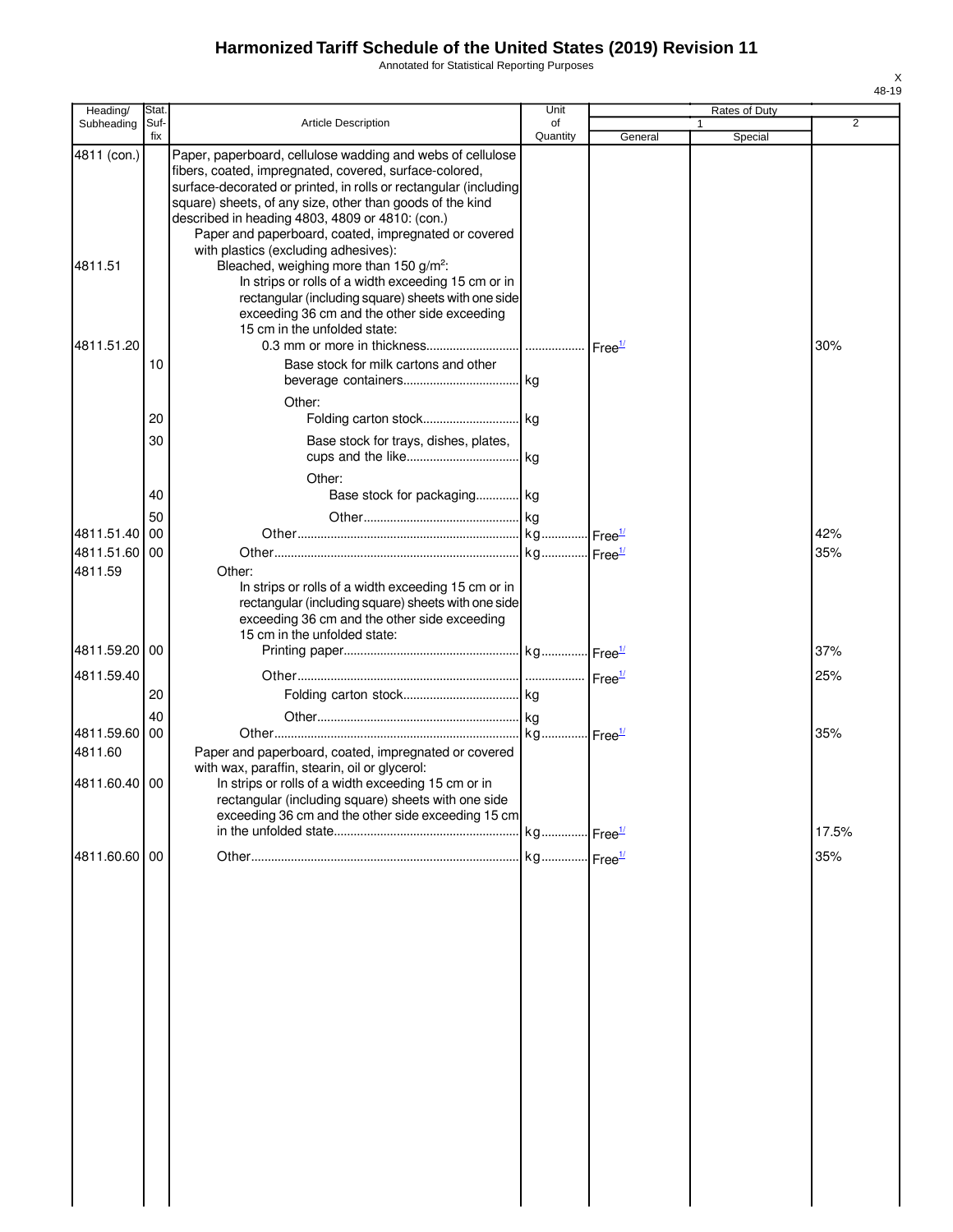# Harmonized Tariff Schedule of the United States (2019) Revision 11

Annotated for Statistical Reporting Purposes

| Heading/ Subheading | Stat. Suf- fix | Article Description | Unit of Quantity | Rates of Duty 1 General | Special | 2 |
|---|---|---|---|---|---|---|
| 4811 (con.) | | Paper, paperboard, cellulose wadding and webs of cellulose fibers, coated, impregnated, covered, surface-colored, surface-decorated or printed, in rolls or rectangular (including square) sheets, of any size, other than goods of the kind described in heading 4803, 4809 or 4810: (con.) | | | | |
| | | Paper and paperboard, coated, impregnated or covered with plastics (excluding adhesives): | | | | |
| 4811.51 | | Bleached, weighing more than 150 g/m²: | | | | |
| | | In strips or rolls of a width exceeding 15 cm or in rectangular (including square) sheets with one side exceeding 36 cm and the other side exceeding 15 cm in the unfolded state: | | | | |
| 4811.51.20 | | 0.3 mm or more in thickness | | Free[1/] | | 30% |
| | 10 | Base stock for milk cartons and other beverage containers | kg | | | |
| | | Other: | | | | |
| | 20 | Folding carton stock | kg | | | |
| | 30 | Base stock for trays, dishes, plates, cups and the like | kg | | | |
| | | Other: | | | | |
| | 40 | Base stock for packaging | kg | | | |
| | 50 | Other | kg | | | |
| 4811.51.40 | 00 | Other | kg | Free[1/] | | 42% |
| 4811.51.60 | 00 | Other | kg | Free[1/] | | 35% |
| 4811.59 | | Other: | | | | |
| | | In strips or rolls of a width exceeding 15 cm or in rectangular (including square) sheets with one side exceeding 36 cm and the other side exceeding 15 cm in the unfolded state: | | | | |
| 4811.59.20 | 00 | Printing paper | kg | Free[1/] | | 37% |
| 4811.59.40 | | Other | | Free[1/] | | 25% |
| | 20 | Folding carton stock | kg | | | |
| | 40 | Other | kg | | | |
| 4811.59.60 | 00 | Other | kg | Free[1/] | | 35% |
| 4811.60 | | Paper and paperboard, coated, impregnated or covered with wax, paraffin, stearin, oil or glycerol: | | | | |
| 4811.60.40 | 00 | In strips or rolls of a width exceeding 15 cm or in rectangular (including square) sheets with one side exceeding 36 cm and the other side exceeding 15 cm in the unfolded state | kg | Free[1/] | | 17.5% |
| 4811.60.60 | 00 | Other | kg | Free[1/] | | 35% |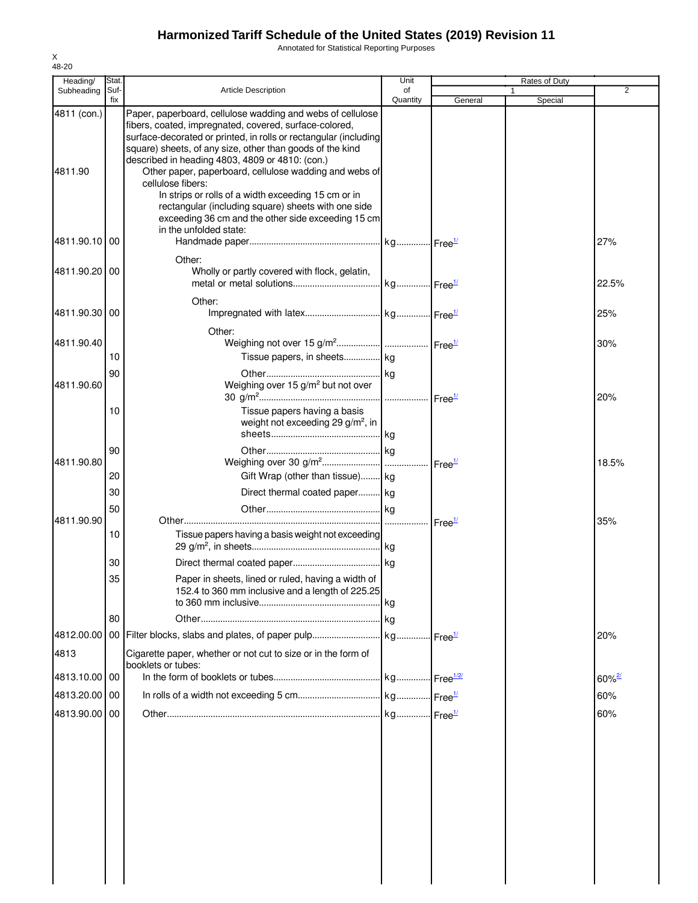# Harmonized Tariff Schedule of the United States (2019) Revision 11

Annotated for Statistical Reporting Purposes

| Heading/ Subheading | Stat. Suf- fix | Article Description | Unit of Quantity | Rates of Duty 1 General | Special | 2 |
|---|---|---|---|---|---|---|
| 4811 (con.) | | Paper, paperboard, cellulose wadding and webs of cellulose fibers, coated, impregnated, covered, surface-colored, surface-decorated or printed, in rolls or rectangular (including square) sheets, of any size, other than goods of the kind described in heading 4803, 4809 or 4810: (con.) | | | | |
| 4811.90 | | Other paper, paperboard, cellulose wadding and webs of cellulose fibers: | | | | |
| | | In strips or rolls of a width exceeding 15 cm or in rectangular (including square) sheets with one side exceeding 36 cm and the other side exceeding 15 cm in the unfolded state: | | | | |
| 4811.90.10 | 00 | Handmade paper | kg | Free[1/] | | 27% |
| | | Other: | | | | |
| 4811.90.20 | 00 | Wholly or partly covered with flock, gelatin, metal or metal solutions | kg | Free[1/] | | 22.5% |
| | | Other: | | | | |
| 4811.90.30 | 00 | Impregnated with latex | kg | Free[1/] | | 25% |
| | | Other: | | | | |
| 4811.90.40 | | Weighing not over 15 g/m² | | Free[1/] | | 30% |
| | 10 | Tissue papers, in sheets | kg | | | |
| | 90 | Other | kg | | | |
| 4811.90.60 | | Weighing over 15 g/m² but not over 30 g/m² | | Free[1/] | | 20% |
| | 10 | Tissue papers having a basis weight not exceeding 29 g/m², in sheets | kg | | | |
| | 90 | Other | kg | | | |
| 4811.90.80 | | Weighing over 30 g/m² | | Free[1/] | | 18.5% |
| | 20 | Gift Wrap (other than tissue) | kg | | | |
| | 30 | Direct thermal coated paper | kg | | | |
| | 50 | Other | kg | | | |
| 4811.90.90 | | Other | | Free[1/] | | 35% |
| | 10 | Tissue papers having a basis weight not exceeding 29 g/m², in sheets | kg | | | |
| | 30 | Direct thermal coated paper | kg | | | |
| | 35 | Paper in sheets, lined or ruled, having a width of 152.4 to 360 mm inclusive and a length of 225.25 to 360 mm inclusive | kg | | | |
| | 80 | Other | kg | | | |
| 4812.00.00 | 00 | Filter blocks, slabs and plates, of paper pulp | kg | Free[1/] | | 20% |
| 4813 | | Cigarette paper, whether or not cut to size or in the form of booklets or tubes: | | | | |
| 4813.10.00 | 00 | In the form of booklets or tubes | kg | Free[1/2/] | | 60%[2/] |
| 4813.20.00 | 00 | In rolls of a width not exceeding 5 cm | kg | Free[1/] | | 60% |
| 4813.90.00 | 00 | Other | kg | Free[1/] | | 60% |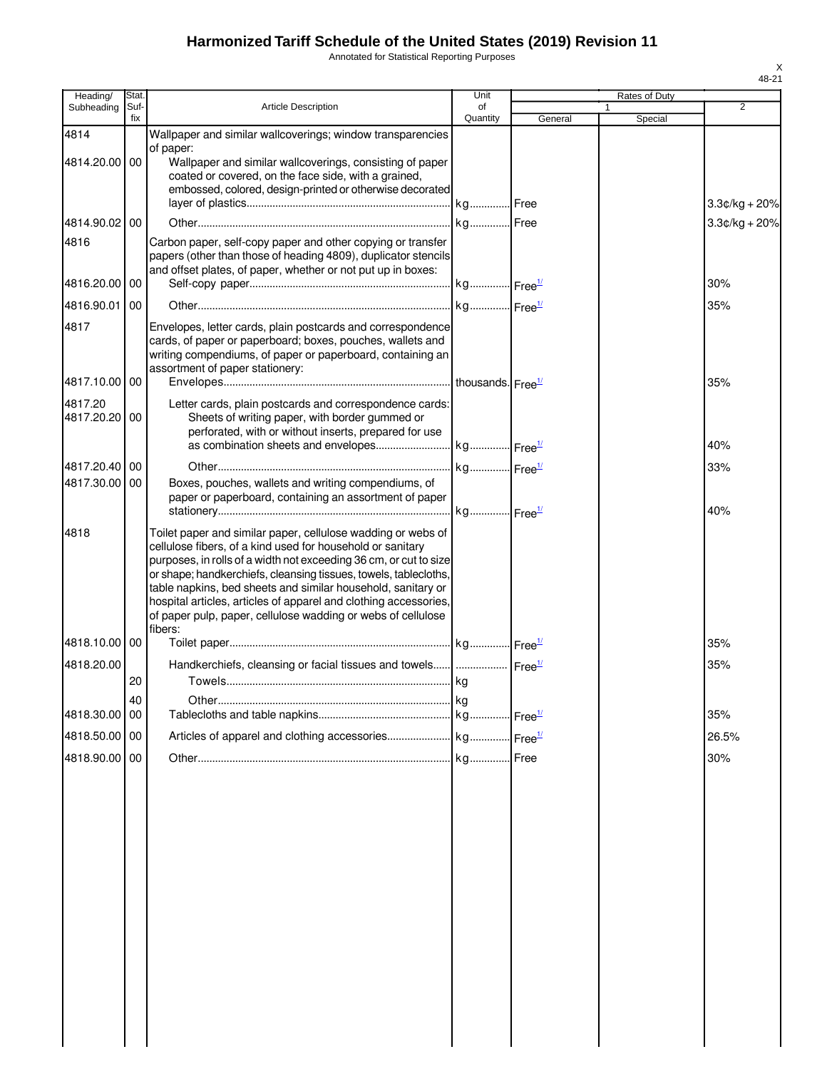# Harmonized Tariff Schedule of the United States (2019) Revision 11

Annotated for Statistical Reporting Purposes

| Heading/ Subheading | Stat. Suf- fix | Article Description | Unit of Quantity | Rates of Duty 1 General | Special | 2 |
|---|---|---|---|---|---|---|
| 4814 | | Wallpaper and similar wallcoverings; window transparencies of paper: | | | | |
| 4814.20.00 | 00 | Wallpaper and similar wallcoverings, consisting of paper coated or covered, on the face side, with a grained, embossed, colored, design-printed or otherwise decorated layer of plastics | kg | Free | | 3.3¢/kg + 20% |
| 4814.90.02 | 00 | Other | kg | Free | | 3.3¢/kg + 20% |
| 4816 | | Carbon paper, self-copy paper and other copying or transfer papers (other than those of heading 4809), duplicator stencils and offset plates, of paper, whether or not put up in boxes: | | | | |
| 4816.20.00 | 00 | Self-copy paper | kg | Free[1/] | | 30% |
| 4816.90.01 | 00 | Other | kg | Free[1/] | | 35% |
| 4817 | | Envelopes, letter cards, plain postcards and correspondence cards, of paper or paperboard; boxes, pouches, wallets and writing compendiums, of paper or paperboard, containing an assortment of paper stationery: | | | | |
| 4817.10.00 | 00 | Envelopes | thousands | Free[1/] | | 35% |
| 4817.20 | | Letter cards, plain postcards and correspondence cards: | | | | |
| 4817.20.20 | 00 | Sheets of writing paper, with border gummed or perforated, with or without inserts, prepared for use as combination sheets and envelopes | kg | Free[1/] | | 40% |
| 4817.20.40 | 00 | Other | kg | Free[1/] | | 33% |
| 4817.30.00 | 00 | Boxes, pouches, wallets and writing compendiums, of paper or paperboard, containing an assortment of paper stationery | kg | Free[1/] | | 40% |
| 4818 | | Toilet paper and similar paper, cellulose wadding or webs of cellulose fibers, of a kind used for household or sanitary purposes, in rolls of a width not exceeding 36 cm, or cut to size or shape; handkerchiefs, cleansing tissues, towels, tablecloths, table napkins, bed sheets and similar household, sanitary or hospital articles, articles of apparel and clothing accessories, of paper pulp, paper, cellulose wadding or webs of cellulose fibers: | | | | |
| 4818.10.00 | 00 | Toilet paper | kg | Free[1/] | | 35% |
| 4818.20.00 | | Handkerchiefs, cleansing or facial tissues and towels | | Free[1/] | | 35% |
| | 20 | Towels | kg | | | |
| | 40 | Other | kg | | | |
| 4818.30.00 | 00 | Tablecloths and table napkins | kg | Free[1/] | | 35% |
| 4818.50.00 | 00 | Articles of apparel and clothing accessories | kg | Free[1/] | | 26.5% |
| 4818.90.00 | 00 | Other | kg | Free | | 30% |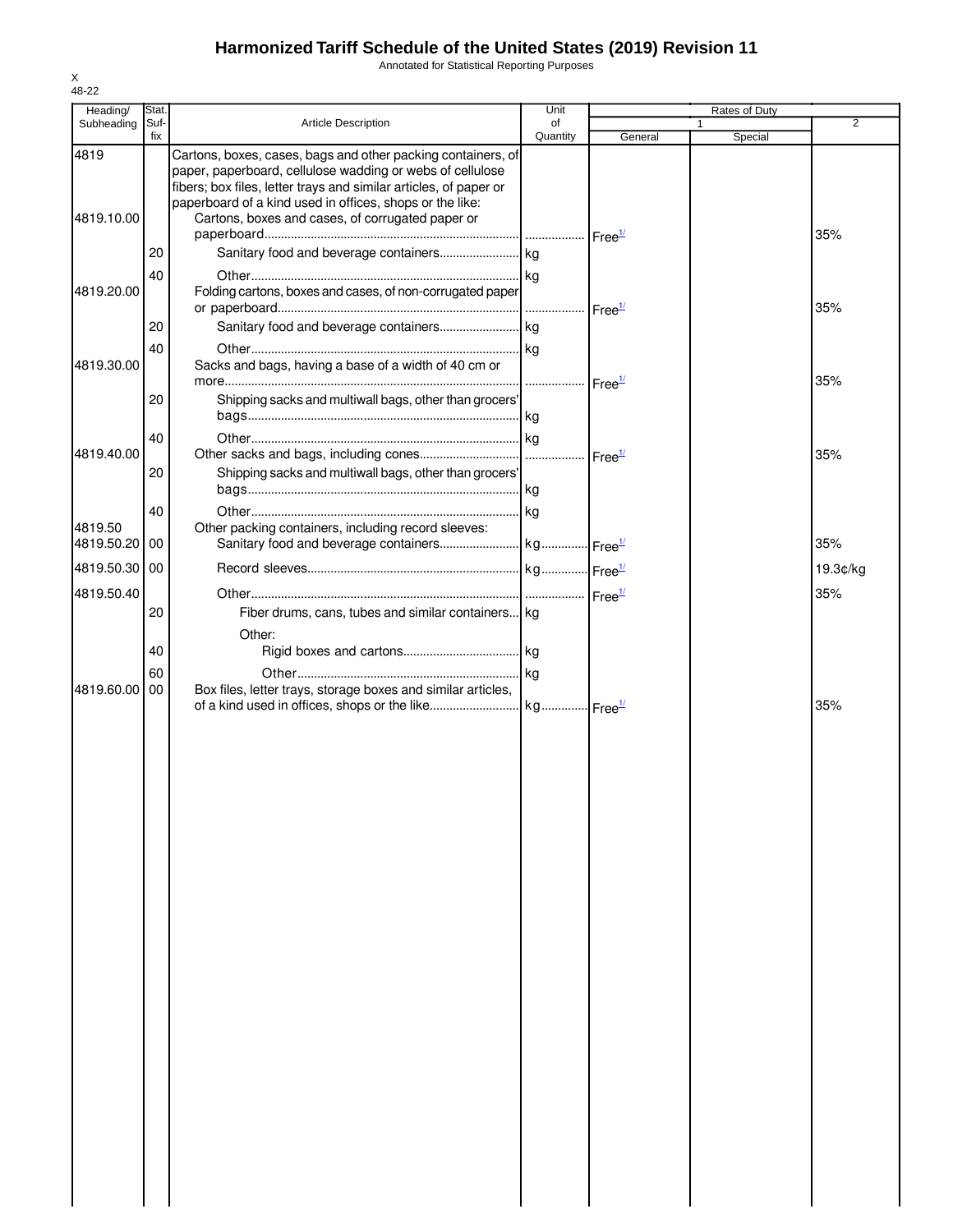# Harmonized Tariff Schedule of the United States (2019) Revision 11

Annotated for Statistical Reporting Purposes

X
48-22

| Heading/ Subheading | Stat. Suf- fix | Article Description | Unit of Quantity | Rates of Duty 1 General | Special | 2 |
|---|---|---|---|---|---|---|
| 4819 | | Cartons, boxes, cases, bags and other packing containers, of paper, paperboard, cellulose wadding or webs of cellulose fibers; box files, letter trays and similar articles, of paper or paperboard of a kind used in offices, shops or the like: | | | | |
| 4819.10.00 | | Cartons, boxes and cases, of corrugated paper or paperboard | | Free[1/] | | 35% |
| | 20 | Sanitary food and beverage containers | kg | | | |
| | 40 | Other | kg | | | |
| 4819.20.00 | | Folding cartons, boxes and cases, of non-corrugated paper or paperboard | | Free[1/] | | 35% |
| | 20 | Sanitary food and beverage containers | kg | | | |
| | 40 | Other | kg | | | |
| 4819.30.00 | | Sacks and bags, having a base of a width of 40 cm or more | | Free[1/] | | 35% |
| | 20 | Shipping sacks and multiwall bags, other than grocers' bags | kg | | | |
| | 40 | Other | kg | | | |
| 4819.40.00 | | Other sacks and bags, including cones | | Free[1/] | | 35% |
| | 20 | Shipping sacks and multiwall bags, other than grocers' bags | kg | | | |
| | 40 | Other | kg | | | |
| 4819.50 | | Other packing containers, including record sleeves: | | | | |
| 4819.50.20 | 00 | Sanitary food and beverage containers | kg | Free[1/] | | 35% |
| 4819.50.30 | 00 | Record sleeves | kg | Free[1/] | | 19.3¢/kg |
| 4819.50.40 | | Other | | Free[1/] | | 35% |
| | 20 | Fiber drums, cans, tubes and similar containers | kg | | | |
| | | Other: | | | | |
| | 40 | Rigid boxes and cartons | kg | | | |
| | 60 | Other | kg | | | |
| 4819.60.00 | 00 | Box files, letter trays, storage boxes and similar articles, of a kind used in offices, shops or the like | kg | Free[1/] | | 35% |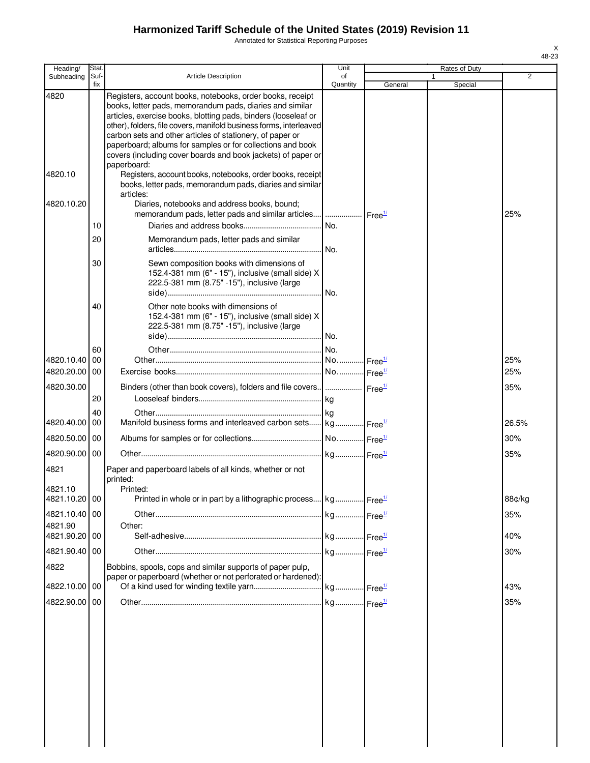# Harmonized Tariff Schedule of the United States (2019) Revision 11

Annotated for Statistical Reporting Purposes

X
48-23

| Heading/ Subheading | Stat. Suf- fix | Article Description | Unit of Quantity | Rates of Duty 1 General | Special | 2 |
|---|---|---|---|---|---|---|
| 4820 | | Registers, account books, notebooks, order books, receipt books, letter pads, memorandum pads, diaries and similar articles, exercise books, blotting pads, binders (looseleaf or other), folders, file covers, manifold business forms, interleaved carbon sets and other articles of stationery, of paper or paperboard; albums for samples or for collections and book covers (including cover boards and book jackets) of paper or paperboard: | | | | |
| 4820.10 | | Registers, account books, notebooks, order books, receipt books, letter pads, memorandum pads, diaries and similar articles: | | | | |
| 4820.10.20 | | Diaries, notebooks and address books, bound; memorandum pads, letter pads and similar articles | | Free[1/] | | 25% |
| | 10 | Diaries and address books | No. | | | |
| | 20 | Memorandum pads, letter pads and similar articles | No. | | | |
| | 30 | Sewn composition books with dimensions of 152.4-381 mm (6" - 15"), inclusive (small side) X 222.5-381 mm (8.75" -15"), inclusive (large side) | No. | | | |
| | 40 | Other note books with dimensions of 152.4-381 mm (6" - 15"), inclusive (small side) X 222.5-381 mm (8.75" -15"), inclusive (large side) | No. | | | |
| | 60 | Other | No. | | | |
| 4820.10.40 | 00 | Other | No. | Free[1/] | | 25% |
| 4820.20.00 | 00 | Exercise books | No. | Free[1/] | | 25% |
| 4820.30.00 | | Binders (other than book covers), folders and file covers | | Free[1/] | | 35% |
| | 20 | Looseleaf binders | kg | | | |
| | 40 | Other | kg | | | |
| 4820.40.00 | 00 | Manifold business forms and interleaved carbon sets | kg | Free[1/] | | 26.5% |
| 4820.50.00 | 00 | Albums for samples or for collections | No. | Free[1/] | | 30% |
| 4820.90.00 | 00 | Other | kg | Free[1/] | | 35% |
| 4821 | | Paper and paperboard labels of all kinds, whether or not printed: | | | | |
| 4821.10 | | Printed: | | | | |
| 4821.10.20 | 00 | Printed in whole or in part by a lithographic process | kg | Free[1/] | | 88¢/kg |
| 4821.10.40 | 00 | Other | kg | Free[1/] | | 35% |
| 4821.90 | | Other: | | | | |
| 4821.90.20 | 00 | Self-adhesive | kg | Free[1/] | | 40% |
| 4821.90.40 | 00 | Other | kg | Free[1/] | | 30% |
| 4822 | | Bobbins, spools, cops and similar supports of paper pulp, paper or paperboard (whether or not perforated or hardened): | | | | |
| 4822.10.00 | 00 | Of a kind used for winding textile yarn | kg | Free[1/] | | 43% |
| 4822.90.00 | 00 | Other | kg | Free[1/] | | 35% |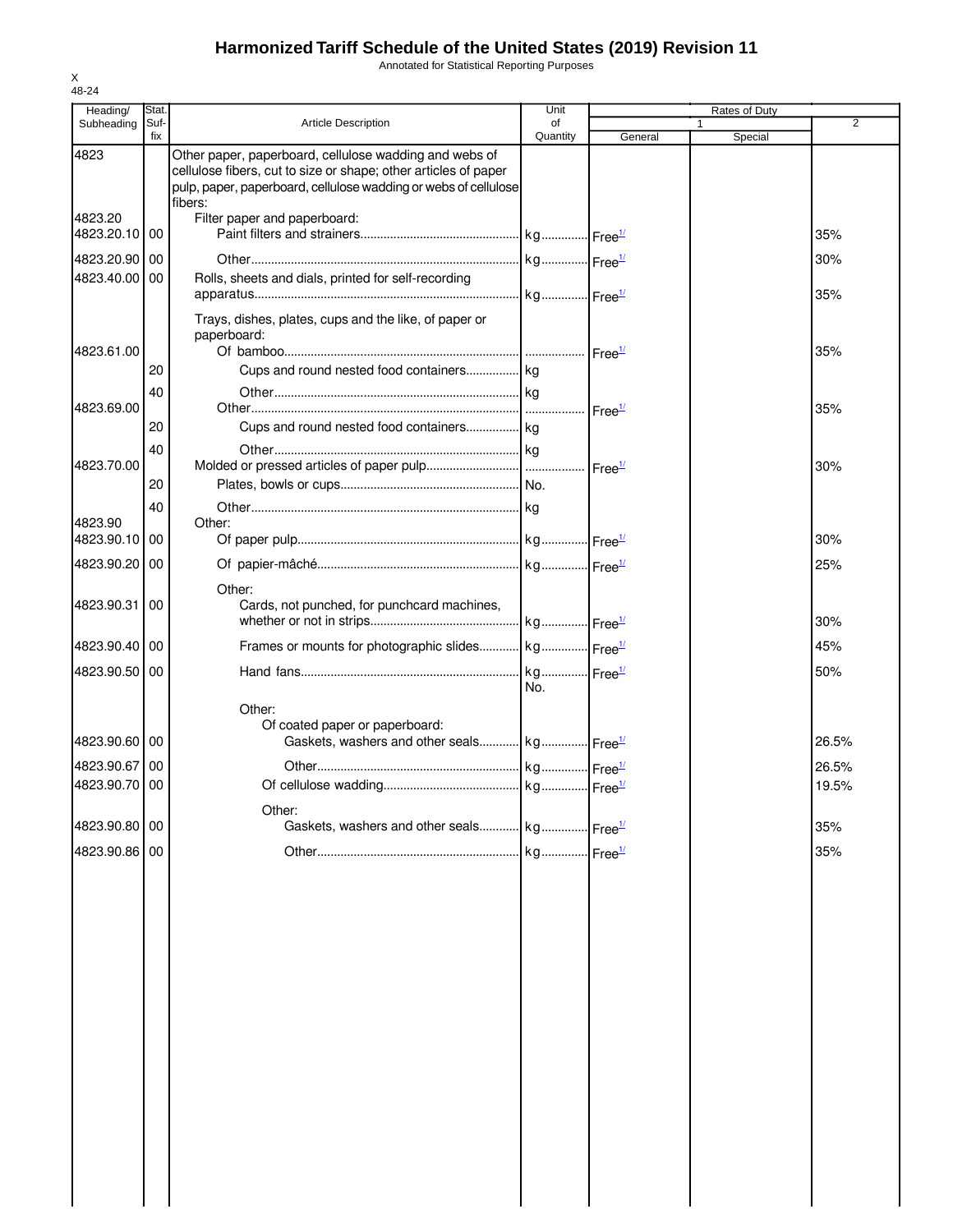# Harmonized Tariff Schedule of the United States (2019) Revision 11

Annotated for Statistical Reporting Purposes

| Heading/ Subheading | Stat. Suf- fix | Article Description | Unit of Quantity | Rates of Duty 1 General | Special | 2 |
|---|---|---|---|---|---|---|
| 4823 | | Other paper, paperboard, cellulose wadding and webs of cellulose fibers, cut to size or shape; other articles of paper pulp, paper, paperboard, cellulose wadding or webs of cellulose fibers: | | | | |
| 4823.20 | | Filter paper and paperboard: | | | | |
| 4823.20.10 | 00 | Paint filters and strainers | kg | Free[1/] | | 35% |
| 4823.20.90 | 00 | Other | kg | Free[1/] | | 30% |
| 4823.40.00 | 00 | Rolls, sheets and dials, printed for self-recording apparatus | kg | Free[1/] | | 35% |
| | | Trays, dishes, plates, cups and the like, of paper or paperboard: | | | | |
| 4823.61.00 | | Of bamboo | | Free[1/] | | 35% |
| | 20 | Cups and round nested food containers | kg | | | |
| | 40 | Other | kg | | | |
| 4823.69.00 | | Other | | Free[1/] | | 35% |
| | 20 | Cups and round nested food containers | kg | | | |
| | 40 | Other | kg | | | |
| 4823.70.00 | | Molded or pressed articles of paper pulp | | Free[1/] | | 30% |
| | 20 | Plates, bowls or cups | No. | | | |
| | 40 | Other | kg | | | |
| 4823.90 | | Other: | | | | |
| 4823.90.10 | 00 | Of paper pulp | kg | Free[1/] | | 30% |
| 4823.90.20 | 00 | Of papier-mâché | kg | Free[1/] | | 25% |
| | | Other: | | | | |
| 4823.90.31 | 00 | Cards, not punched, for punchcard machines, whether or not in strips | kg | Free[1/] | | 30% |
| 4823.90.40 | 00 | Frames or mounts for photographic slides | kg | Free[1/] | | 45% |
| 4823.90.50 | 00 | Hand fans | kg No. | Free[1/] | | 50% |
| | | Other: | | | | |
| | | Of coated paper or paperboard: | | | | |
| 4823.90.60 | 00 | Gaskets, washers and other seals | kg | Free[1/] | | 26.5% |
| 4823.90.67 | 00 | Other | kg | Free[1/] | | 26.5% |
| 4823.90.70 | 00 | Of cellulose wadding | kg | Free[1/] | | 19.5% |
| | | Other: | | | | |
| 4823.90.80 | 00 | Gaskets, washers and other seals | kg | Free[1/] | | 35% |
| 4823.90.86 | 00 | Other | kg | Free[1/] | | 35% |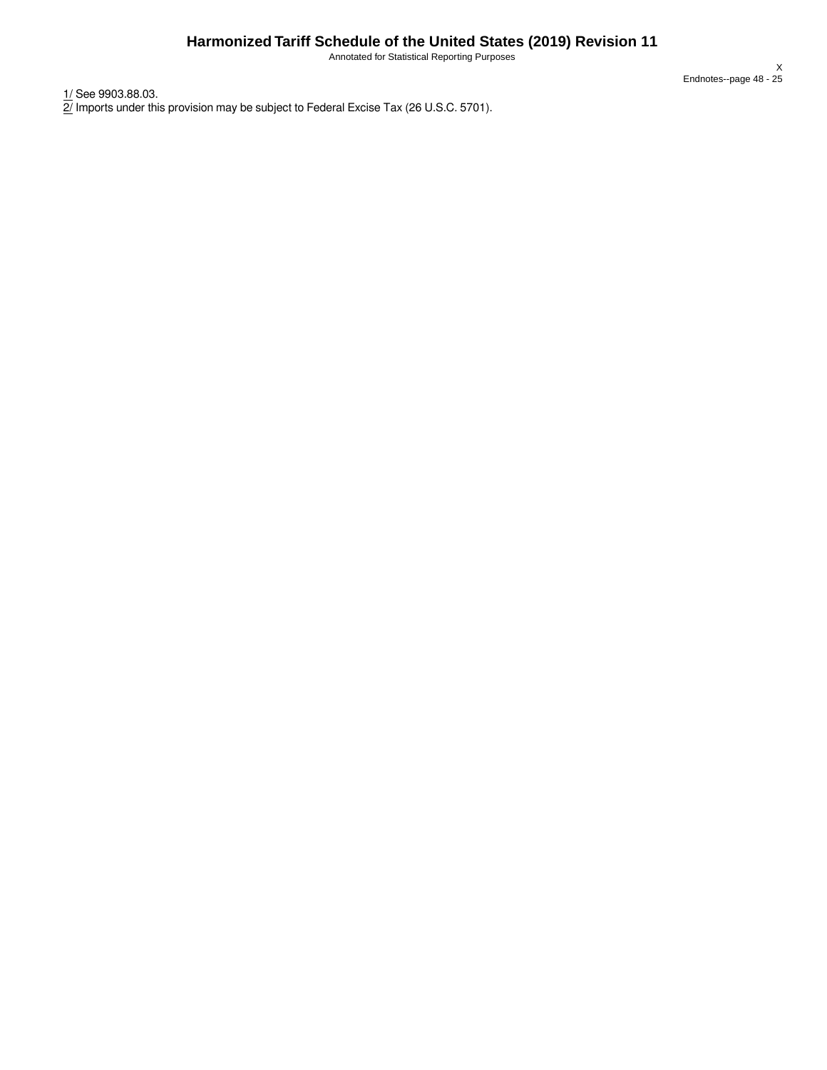1/ See 9903.88.03.
2/ Imports under this provision may be subject to Federal Excise Tax (26 U.S.C. 5701).